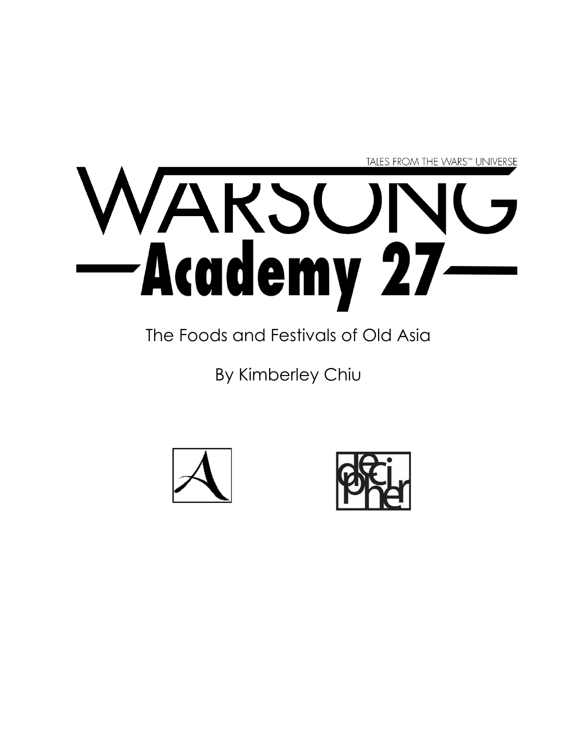TALES FROM THE WARS™ UNIVERSE

# WARSONG

# Academy 27

The Foods and Festivals of Old Asia

By Kimberley Chiu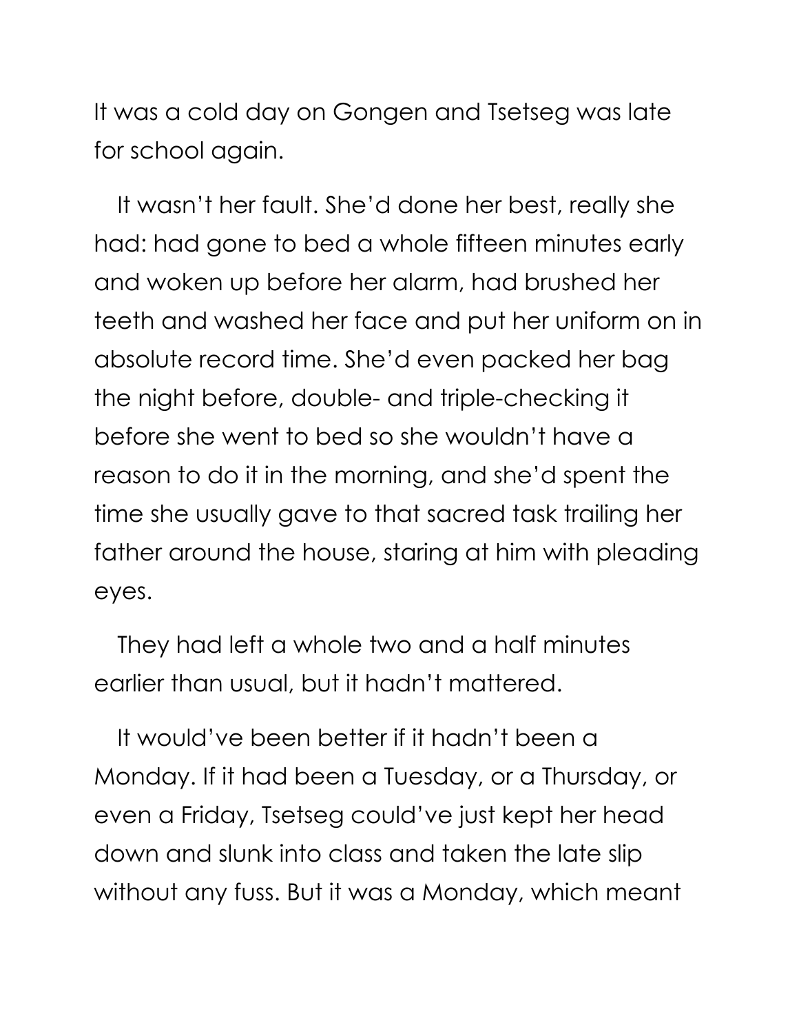It was a cold day on Gongen and Tsetseg was late for school again.

It wasn't her fault. She'd done her best, really she had: had gone to bed a whole fifteen minutes early and woken up before her alarm, had brushed her teeth and washed her face and put her uniform on in absolute record time. She'd even packed her bag the night before, double- and triple-checking it before she went to bed so she wouldn't have a reason to do it in the morning, and she'd spent the time she usually gave to that sacred task trailing her father around the house, staring at him with pleading eyes.

They had left a whole two and a half minutes earlier than usual, but it hadn't mattered.

It would've been better if it hadn't been a Monday. If it had been a Tuesday, or a Thursday, or even a Friday, Tsetseg could've just kept her head down and slunk into class and taken the late slip without any fuss. But it was a Monday, which meant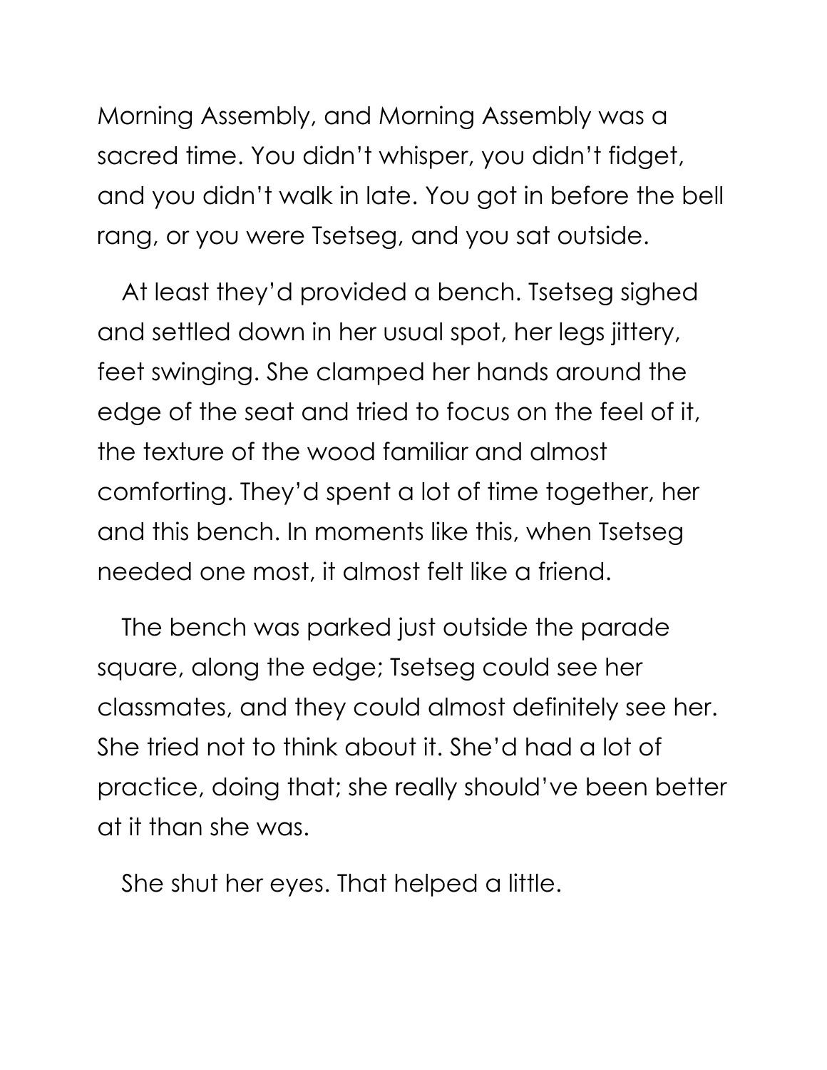Morning Assembly, and Morning Assembly was a sacred time. You didn't whisper, you didn't fidget, and you didn't walk in late. You got in before the bell rang, or you were Tsetseg, and you sat outside.

At least they'd provided a bench. Tsetseg sighed and settled down in her usual spot, her legs jittery, feet swinging. She clamped her hands around the edge of the seat and tried to focus on the feel of it, the texture of the wood familiar and almost comforting. They'd spent a lot of time together, her and this bench. In moments like this, when Tsetseg needed one most, it almost felt like a friend.

The bench was parked just outside the parade square, along the edge; Tsetseg could see her classmates, and they could almost definitely see her. She tried not to think about it. She'd had a lot of practice, doing that; she really should've been better at it than she was.

She shut her eyes. That helped a little.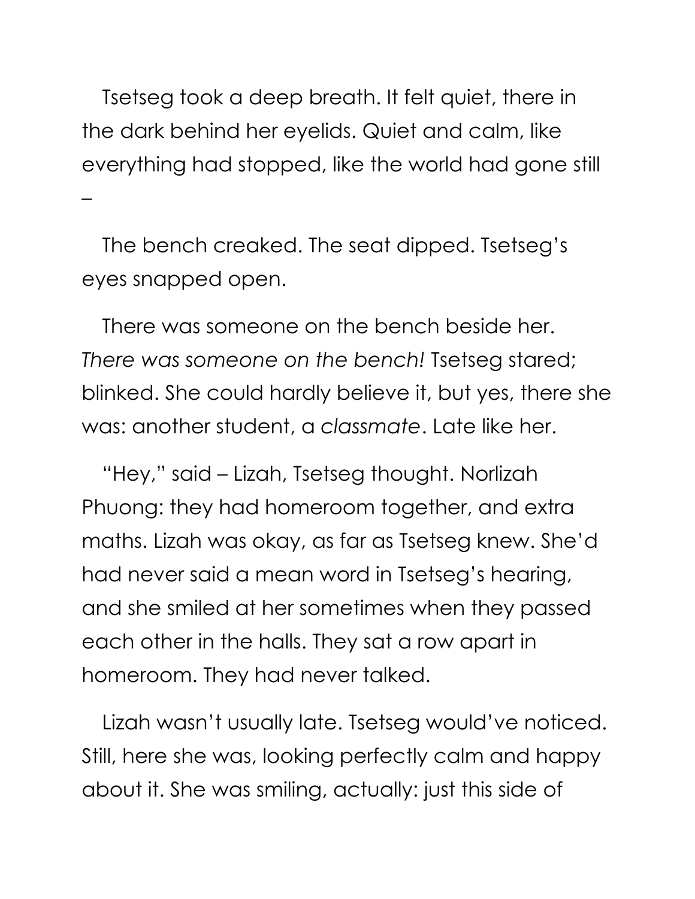Tsetseg took a deep breath. It felt quiet, there in the dark behind her eyelids. Quiet and calm, like everything had stopped, like the world had gone still –

The bench creaked. The seat dipped. Tsetseg's eyes snapped open.

There was someone on the bench beside her. *There was someone on the bench!* Tsetseg stared; blinked. She could hardly believe it, but yes, there she was: another student, a *classmate*. Late like her.

"Hey," said – Lizah, Tsetseg thought. Norlizah Phuong: they had homeroom together, and extra maths. Lizah was okay, as far as Tsetseg knew. She'd had never said a mean word in Tsetseg's hearing, and she smiled at her sometimes when they passed each other in the halls. They sat a row apart in homeroom. They had never talked.

Lizah wasn't usually late. Tsetseg would've noticed. Still, here she was, looking perfectly calm and happy about it. She was smiling, actually: just this side of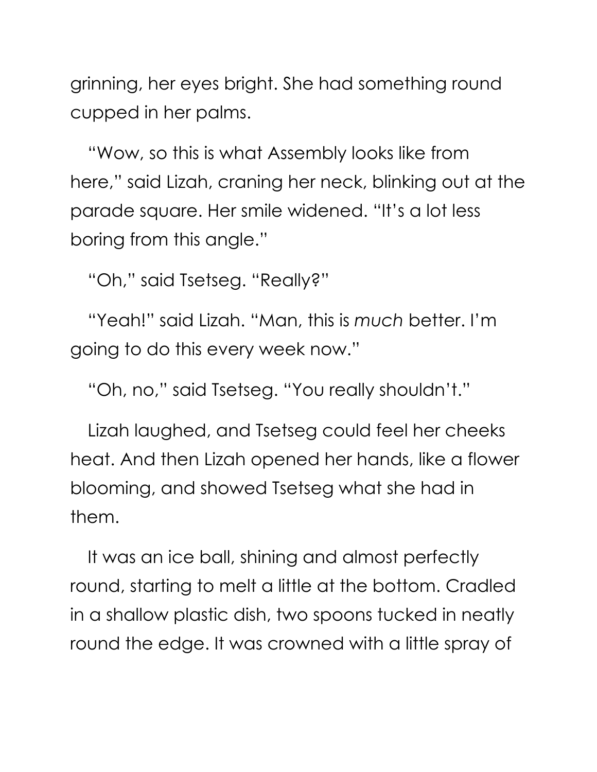grinning, her eyes bright. She had something round cupped in her palms.

"Wow, so this is what Assembly looks like from here," said Lizah, craning her neck, blinking out at the parade square. Her smile widened. "It's a lot less boring from this angle."

"Oh," said Tsetseg. "Really?"

"Yeah!" said Lizah. "Man, this is *much* better. I'm going to do this every week now."

"Oh, no," said Tsetseg. "You really shouldn't."

Lizah laughed, and Tsetseg could feel her cheeks heat. And then Lizah opened her hands, like a flower blooming, and showed Tsetseg what she had in them.

It was an ice ball, shining and almost perfectly round, starting to melt a little at the bottom. Cradled in a shallow plastic dish, two spoons tucked in neatly round the edge. It was crowned with a little spray of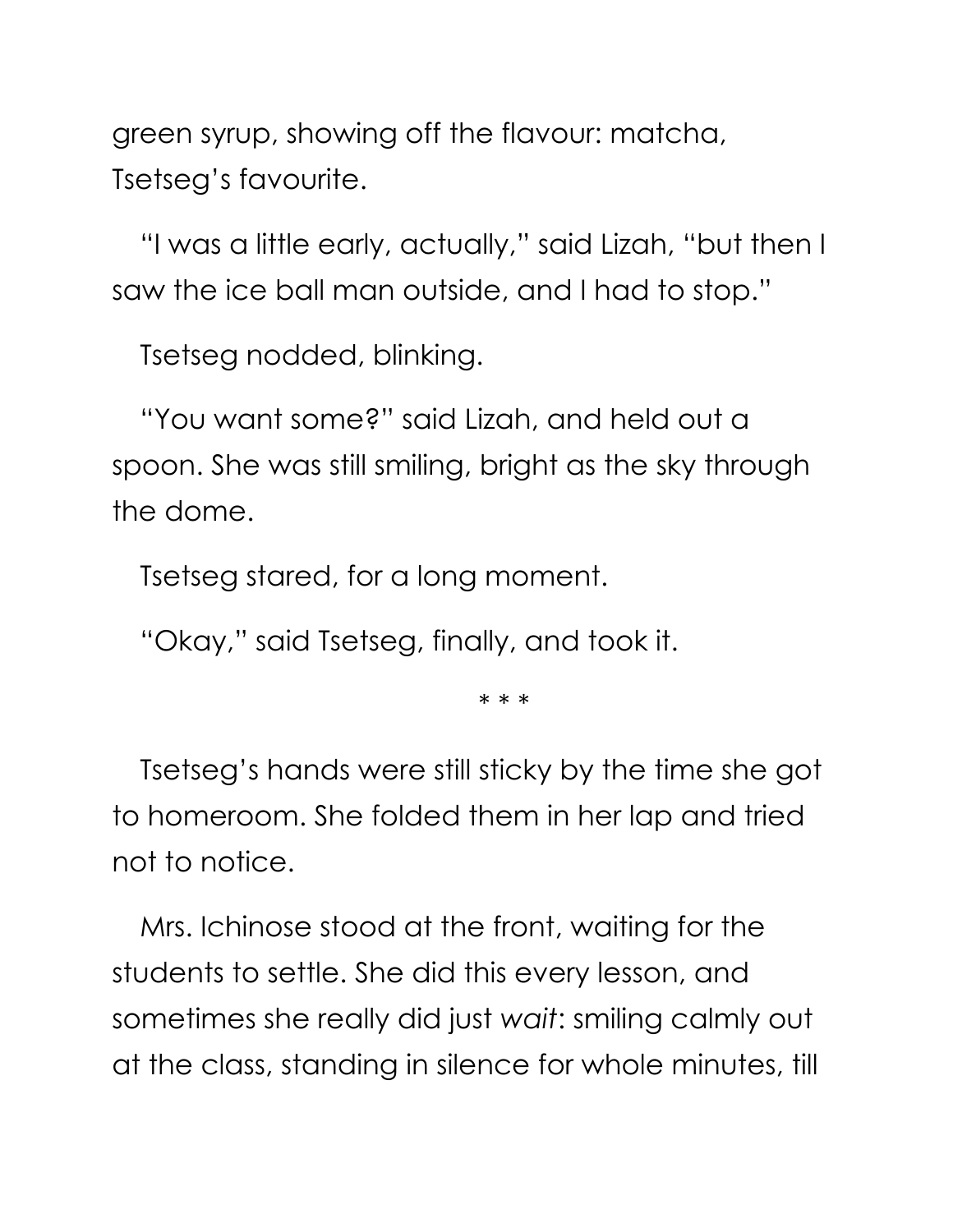green syrup, showing off the flavour: matcha, Tsetseg's favourite.

"I was a little early, actually," said Lizah, "but then I saw the ice ball man outside, and I had to stop."

Tsetseg nodded, blinking.

"You want some?" said Lizah, and held out a spoon. She was still smiling, bright as the sky through the dome.

Tsetseg stared, for a long moment.

"Okay," said Tsetseg, finally, and took it.

\* \* \*

Tsetseg's hands were still sticky by the time she got to homeroom. She folded them in her lap and tried not to notice.

Mrs. Ichinose stood at the front, waiting for the students to settle. She did this every lesson, and sometimes she really did just *wait*: smiling calmly out at the class, standing in silence for whole minutes, till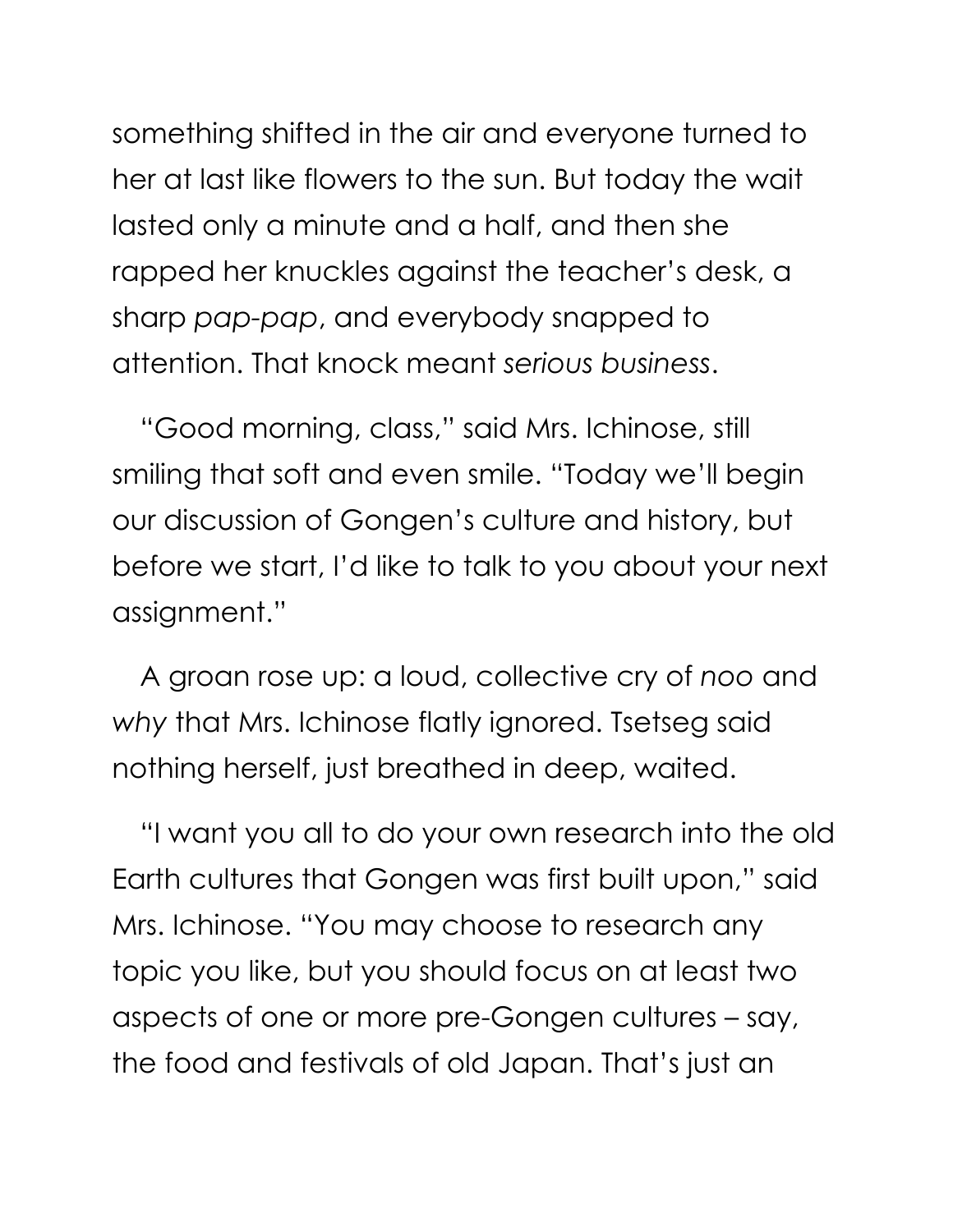something shifted in the air and everyone turned to her at last like flowers to the sun. But today the wait lasted only a minute and a half, and then she rapped her knuckles against the teacher's desk, a sharp *pap-pap*, and everybody snapped to attention. That knock meant *serious business*.

"Good morning, class," said Mrs. Ichinose, still smiling that soft and even smile. "Today we'll begin our discussion of Gongen's culture and history, but before we start, I'd like to talk to you about your next assignment."

A groan rose up: a loud, collective cry of *noo* and *why* that Mrs. Ichinose flatly ignored. Tsetseg said nothing herself, just breathed in deep, waited.

"I want you all to do your own research into the old Earth cultures that Gongen was first built upon," said Mrs. Ichinose. "You may choose to research any topic you like, but you should focus on at least two aspects of one or more pre-Gongen cultures – say, the food and festivals of old Japan. That's just an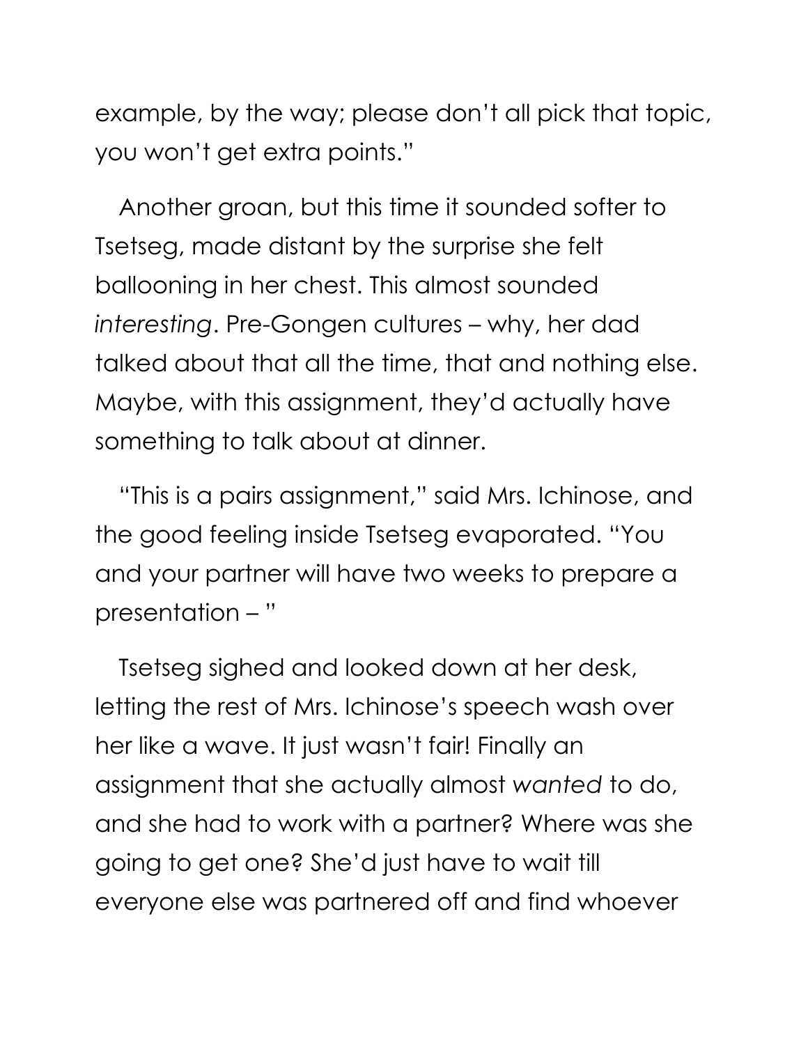example, by the way; please don't all pick that topic, you won't get extra points."

Another groan, but this time it sounded softer to Tsetseg, made distant by the surprise she felt ballooning in her chest. This almost sounded *interesting*. Pre-Gongen cultures – why, her dad talked about that all the time, that and nothing else. Maybe, with this assignment, they'd actually have something to talk about at dinner.

"This is a pairs assignment," said Mrs. Ichinose, and the good feeling inside Tsetseg evaporated. "You and your partner will have two weeks to prepare a presentation – "

Tsetseg sighed and looked down at her desk, letting the rest of Mrs. Ichinose's speech wash over her like a wave. It just wasn't fair! Finally an assignment that she actually almost *wanted* to do, and she had to work with a partner? Where was she going to get one? She'd just have to wait till everyone else was partnered off and find whoever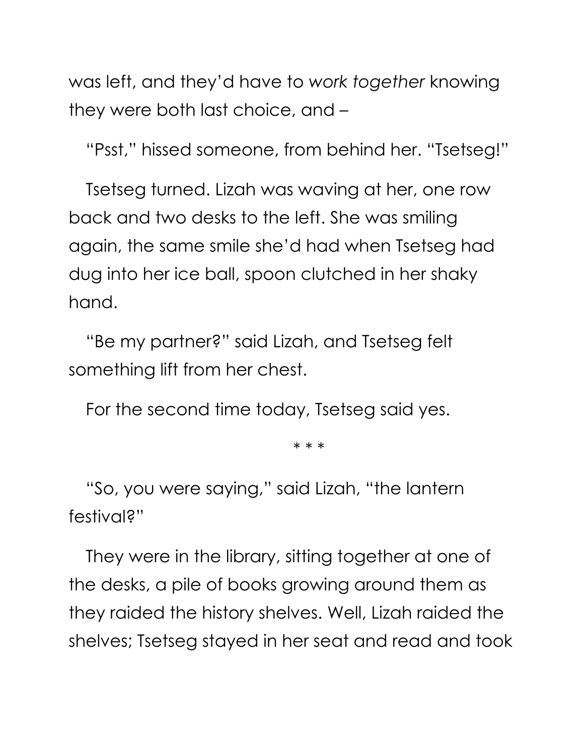was left, and they'd have to *work together* knowing they were both last choice, and –

"Psst," hissed someone, from behind her. "Tsetseg!"

Tsetseg turned. Lizah was waving at her, one row back and two desks to the left. She was smiling again, the same smile she'd had when Tsetseg had dug into her ice ball, spoon clutched in her shaky hand.

"Be my partner?" said Lizah, and Tsetseg felt something lift from her chest.

For the second time today, Tsetseg said yes.

\* \* \*

"So, you were saying," said Lizah, "the lantern festival?"

They were in the library, sitting together at one of the desks, a pile of books growing around them as they raided the history shelves. Well, Lizah raided the shelves; Tsetseg stayed in her seat and read and took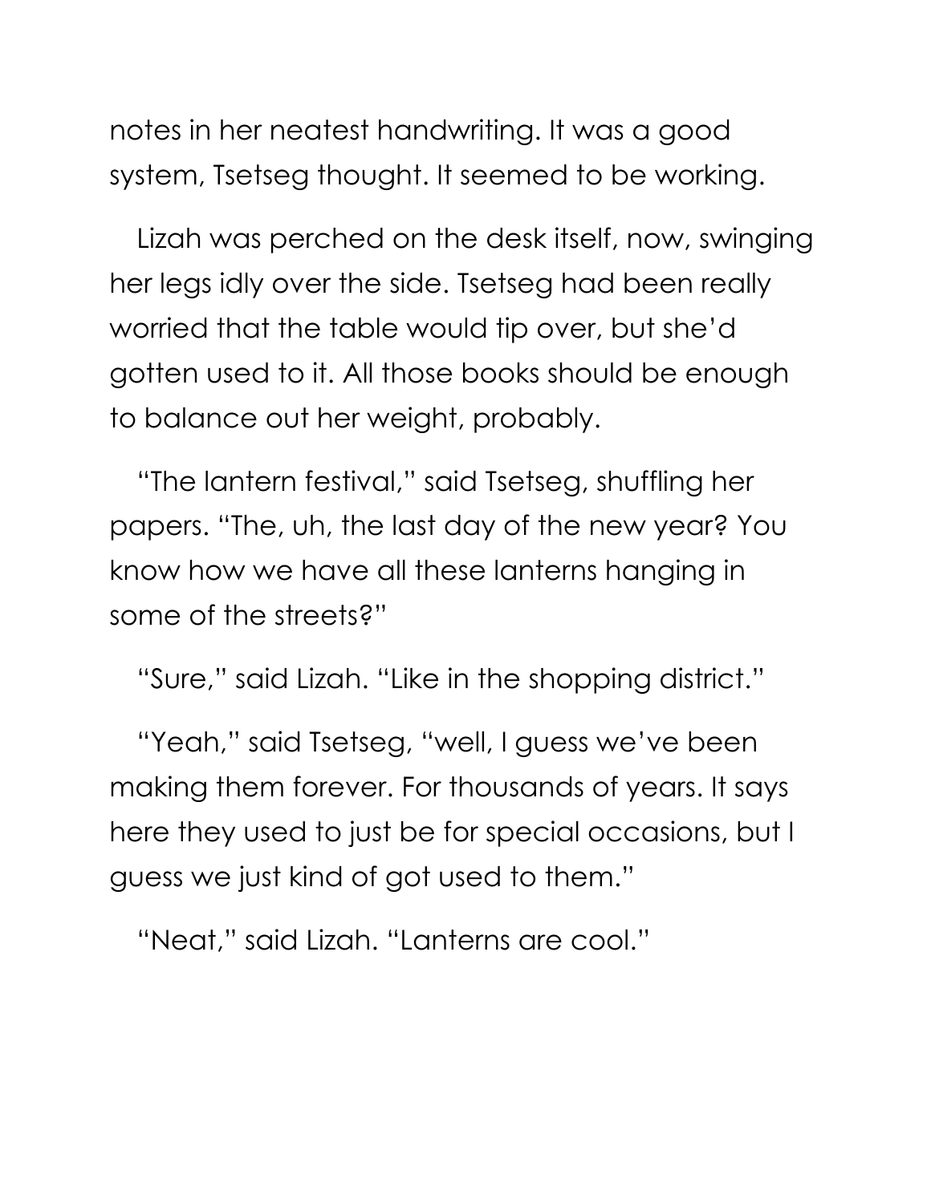notes in her neatest handwriting. It was a good system, Tsetseg thought. It seemed to be working.

Lizah was perched on the desk itself, now, swinging her legs idly over the side. Tsetseg had been really worried that the table would tip over, but she'd gotten used to it. All those books should be enough to balance out her weight, probably.

"The lantern festival," said Tsetseg, shuffling her papers. "The, uh, the last day of the new year? You know how we have all these lanterns hanging in some of the streets?"

"Sure," said Lizah. "Like in the shopping district."

"Yeah," said Tsetseg, "well, I guess we've been making them forever. For thousands of years. It says here they used to just be for special occasions, but I guess we just kind of got used to them."

"Neat," said Lizah. "Lanterns are cool."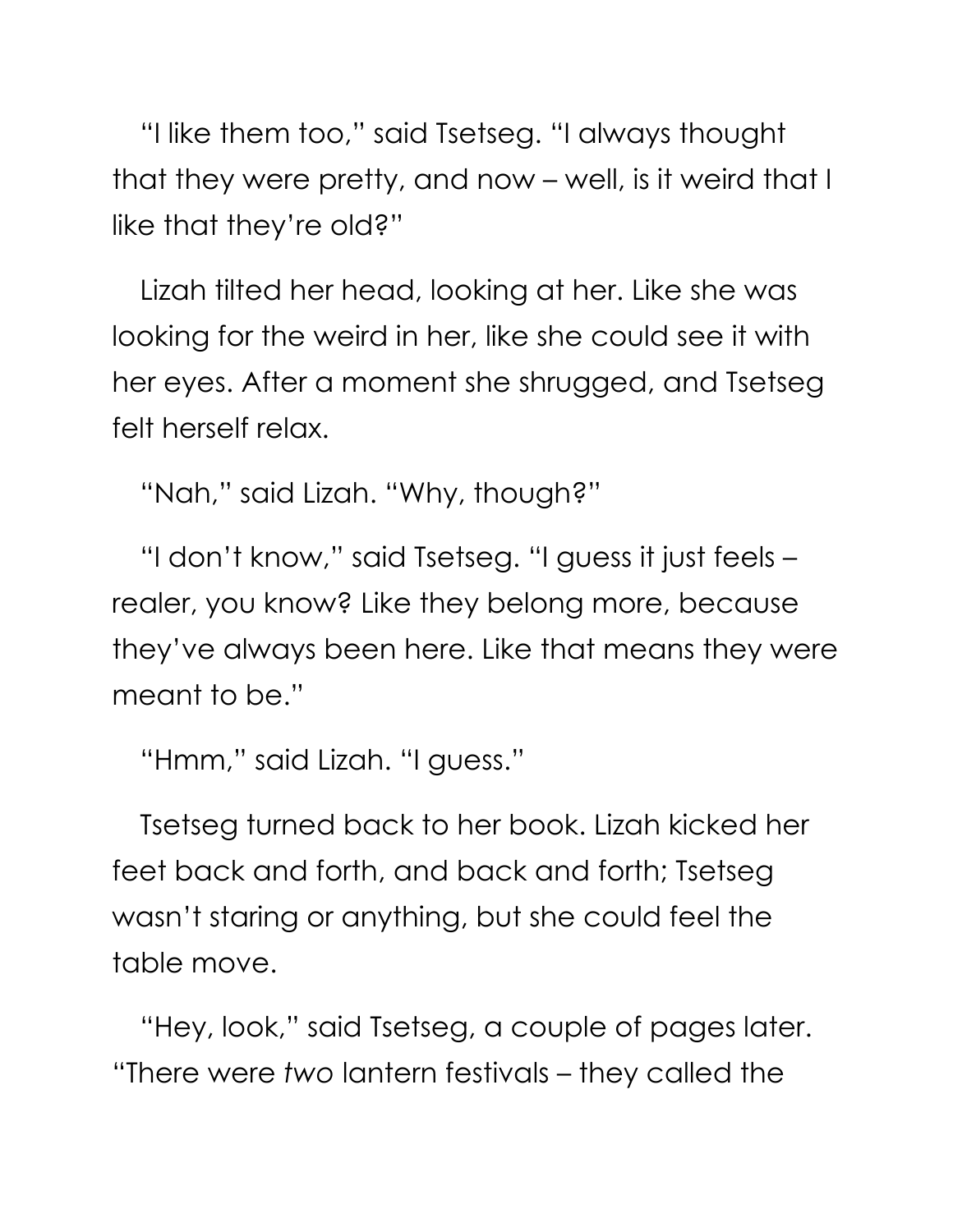"I like them too," said Tsetseg. "I always thought that they were pretty, and now – well, is it weird that I like that they're old?"

Lizah tilted her head, looking at her. Like she was looking for the weird in her, like she could see it with her eyes. After a moment she shrugged, and Tsetseg felt herself relax.

"Nah," said Lizah. "Why, though?"

"I don't know," said Tsetseg. "I guess it just feels – realer, you know? Like they belong more, because they've always been here. Like that means they were meant to be."

"Hmm," said Lizah. "I guess."

Tsetseg turned back to her book. Lizah kicked her feet back and forth, and back and forth; Tsetseg wasn't staring or anything, but she could feel the table move.

"Hey, look," said Tsetseg, a couple of pages later. "There were *two* lantern festivals – they called the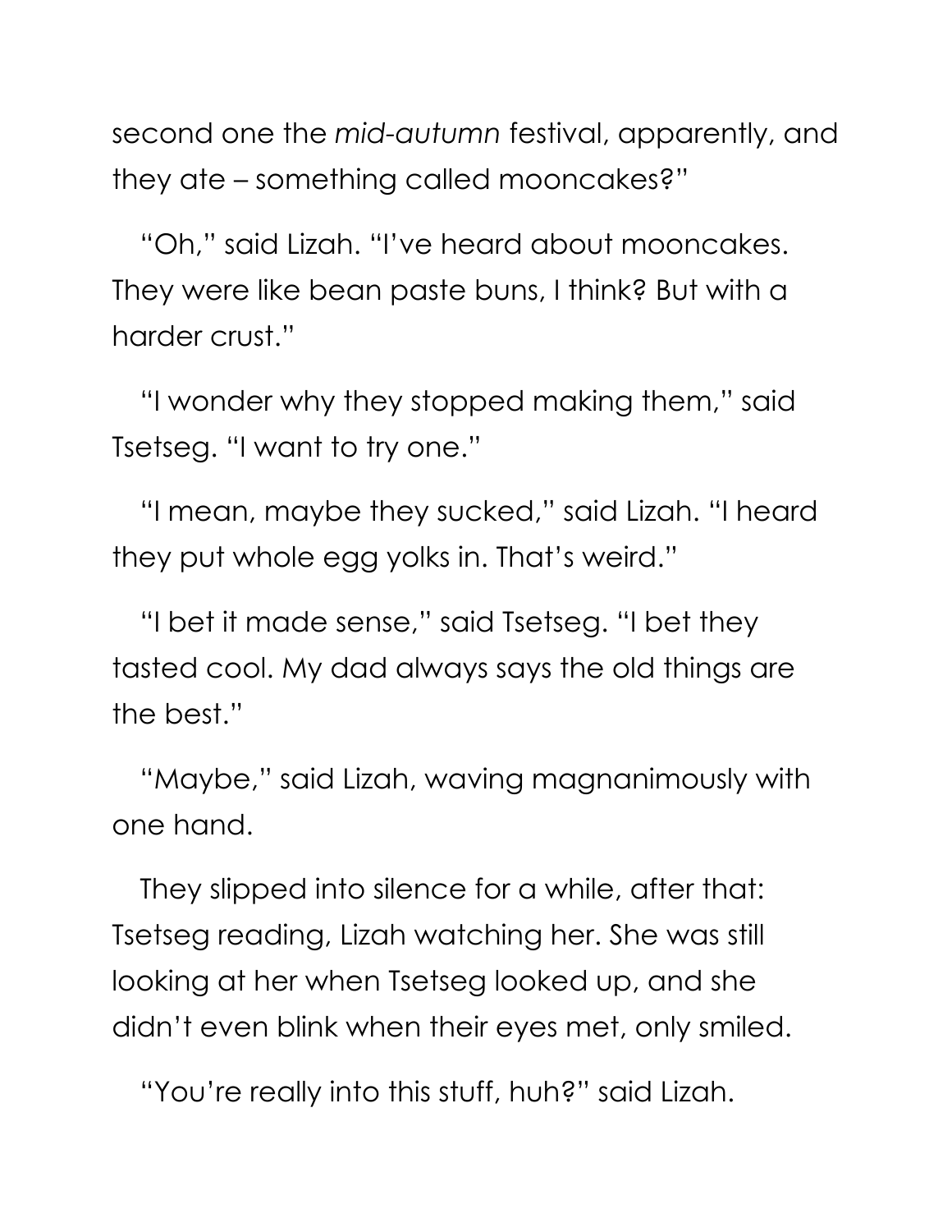second one the *mid-autumn* festival, apparently, and they ate – something called mooncakes?"

"Oh," said Lizah. "I've heard about mooncakes. They were like bean paste buns, I think? But with a harder crust."

"I wonder why they stopped making them," said Tsetseg. "I want to try one."

"I mean, maybe they sucked," said Lizah. "I heard they put whole egg yolks in. That's weird."

"I bet it made sense," said Tsetseg. "I bet they tasted cool. My dad always says the old things are the best."

"Maybe," said Lizah, waving magnanimously with one hand.

They slipped into silence for a while, after that: Tsetseg reading, Lizah watching her. She was still looking at her when Tsetseg looked up, and she didn't even blink when their eyes met, only smiled.

"You're really into this stuff, huh?" said Lizah.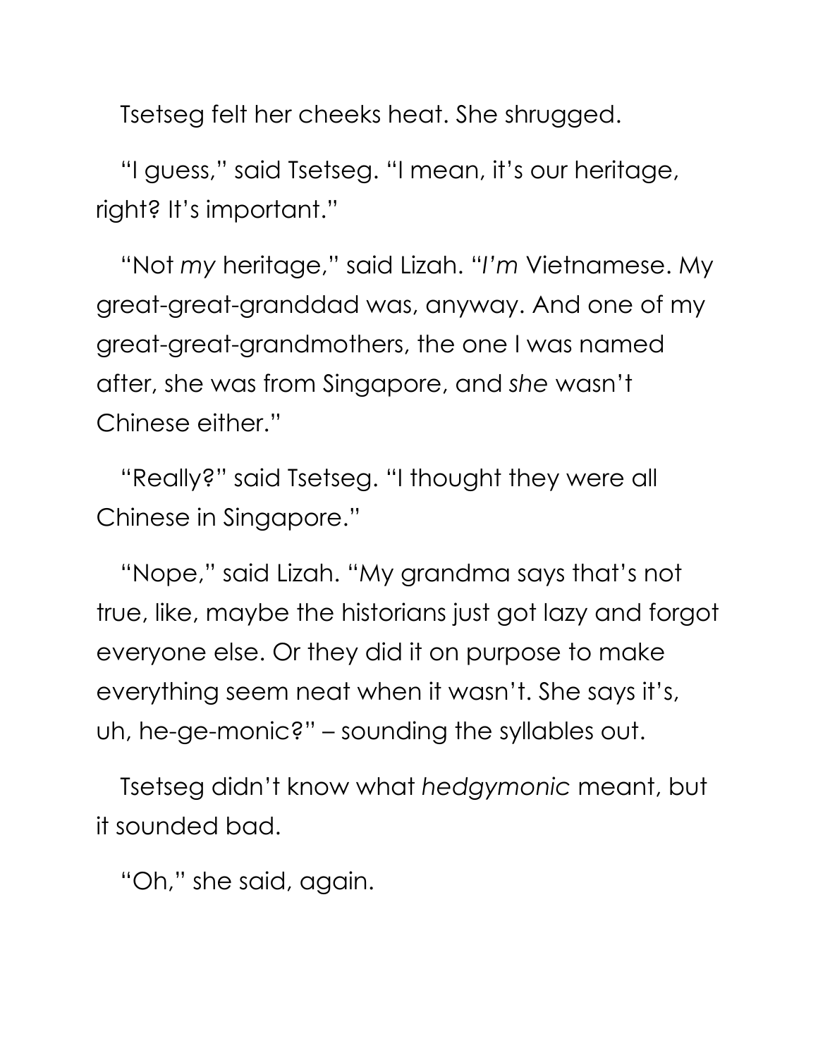Tsetseg felt her cheeks heat. She shrugged.

"I guess," said Tsetseg. "I mean, it's our heritage, right? It's important."

"Not *my* heritage," said Lizah. "*I'm* Vietnamese. My great-great-granddad was, anyway. And one of my great-great-grandmothers, the one I was named after, she was from Singapore, and *she* wasn't Chinese either."

"Really?" said Tsetseg. "I thought they were all Chinese in Singapore."

"Nope," said Lizah. "My grandma says that's not true, like, maybe the historians just got lazy and forgot everyone else. Or they did it on purpose to make everything seem neat when it wasn't. She says it's, uh, he-ge-monic?" – sounding the syllables out.

Tsetseg didn't know what *hedgymonic* meant, but it sounded bad.

"Oh," she said, again.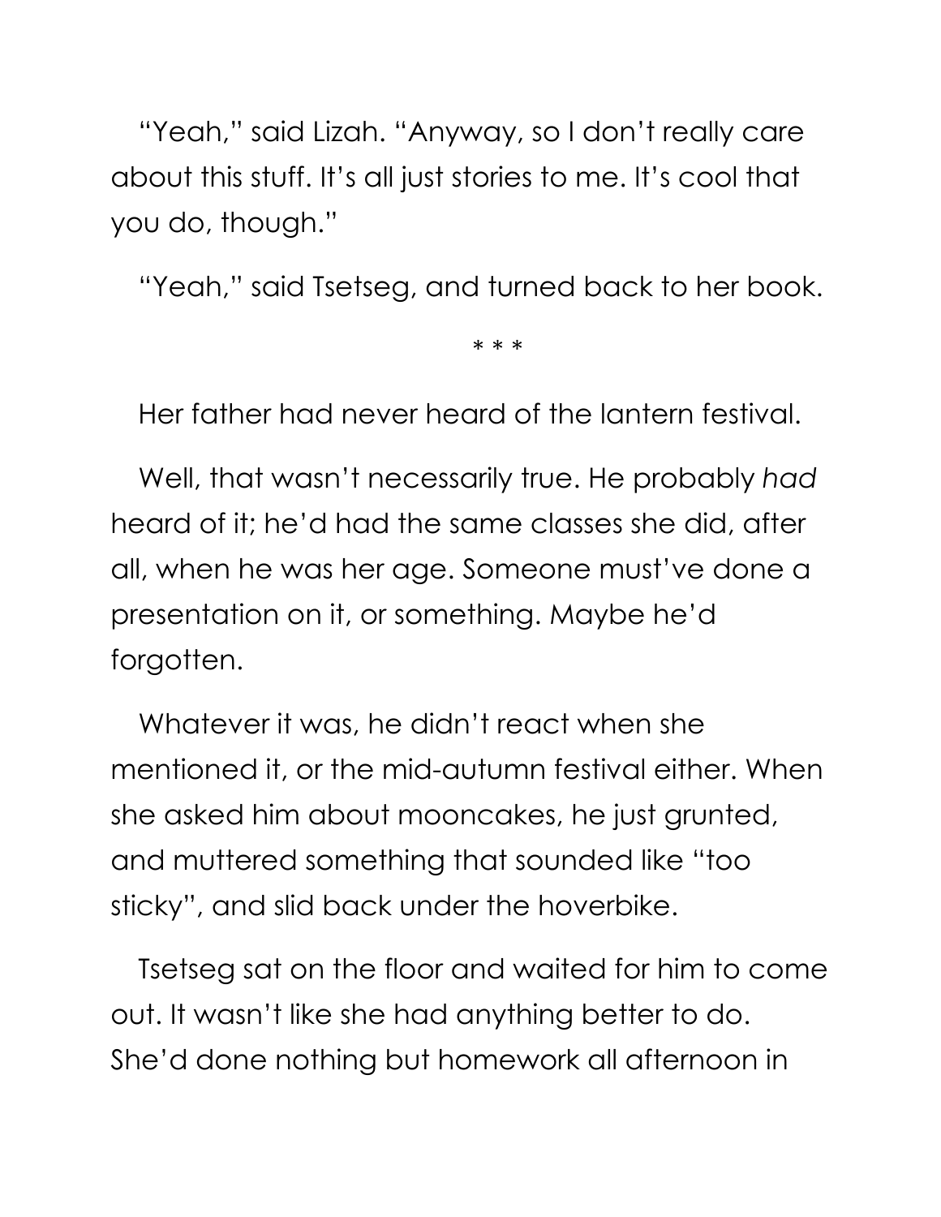"Yeah," said Lizah. "Anyway, so I don't really care about this stuff. It's all just stories to me. It's cool that you do, though."

"Yeah," said Tsetseg, and turned back to her book.

* * *

Her father had never heard of the lantern festival.

Well, that wasn't necessarily true. He probably *had* heard of it; he'd had the same classes she did, after all, when he was her age. Someone must've done a presentation on it, or something. Maybe he'd forgotten.

Whatever it was, he didn't react when she mentioned it, or the mid-autumn festival either. When she asked him about mooncakes, he just grunted, and muttered something that sounded like "too sticky", and slid back under the hoverbike.

Tsetseg sat on the floor and waited for him to come out. It wasn't like she had anything better to do. She'd done nothing but homework all afternoon in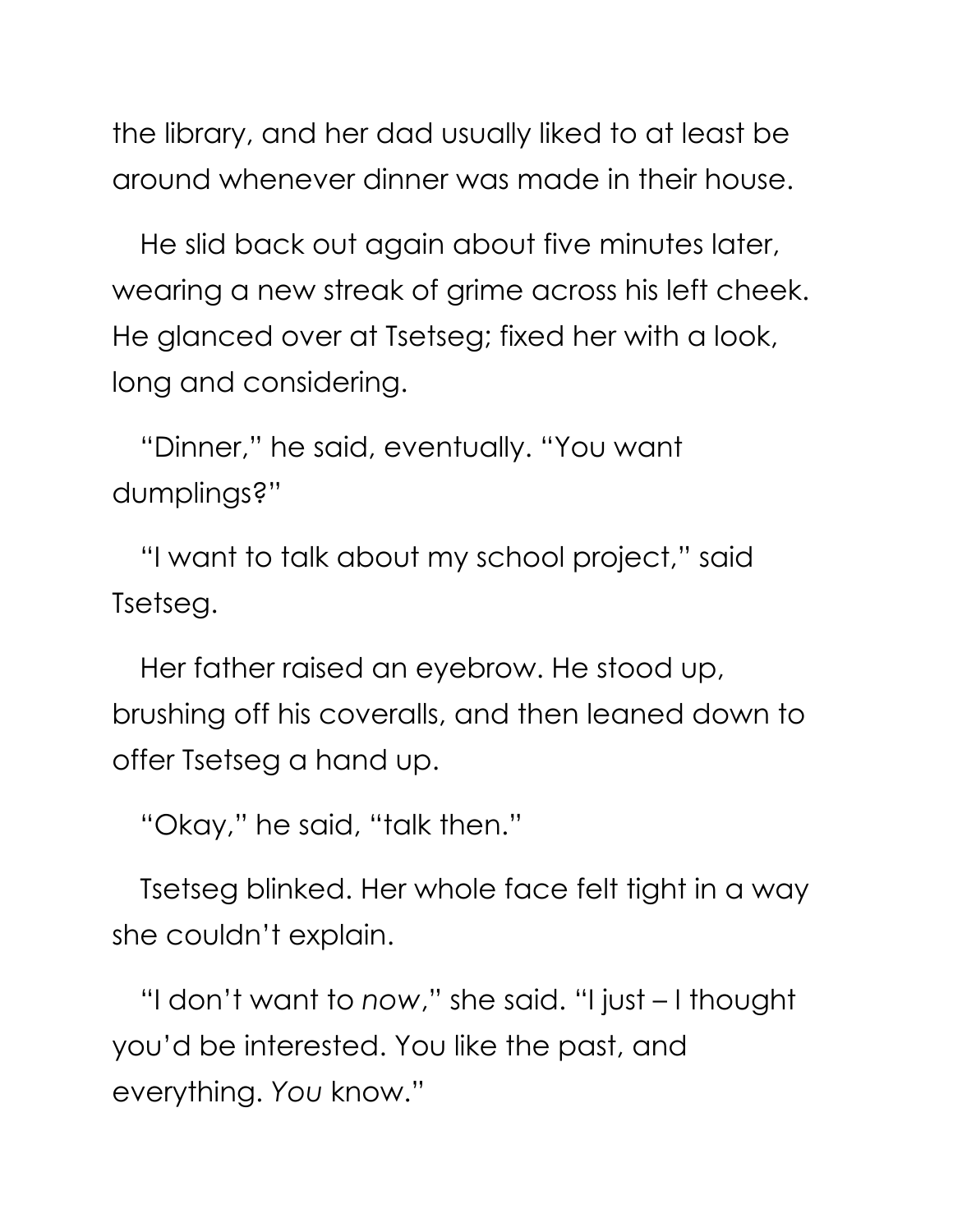the library, and her dad usually liked to at least be around whenever dinner was made in their house.

He slid back out again about five minutes later, wearing a new streak of grime across his left cheek. He glanced over at Tsetseg; fixed her with a look, long and considering.

"Dinner," he said, eventually. "You want dumplings?"

"I want to talk about my school project," said Tsetseg.

Her father raised an eyebrow. He stood up, brushing off his coveralls, and then leaned down to offer Tsetseg a hand up.

"Okay," he said, "talk then."

Tsetseg blinked. Her whole face felt tight in a way she couldn't explain.

"I don't want to *now*," she said. "I just – I thought you'd be interested. You like the past, and everything. *You* know."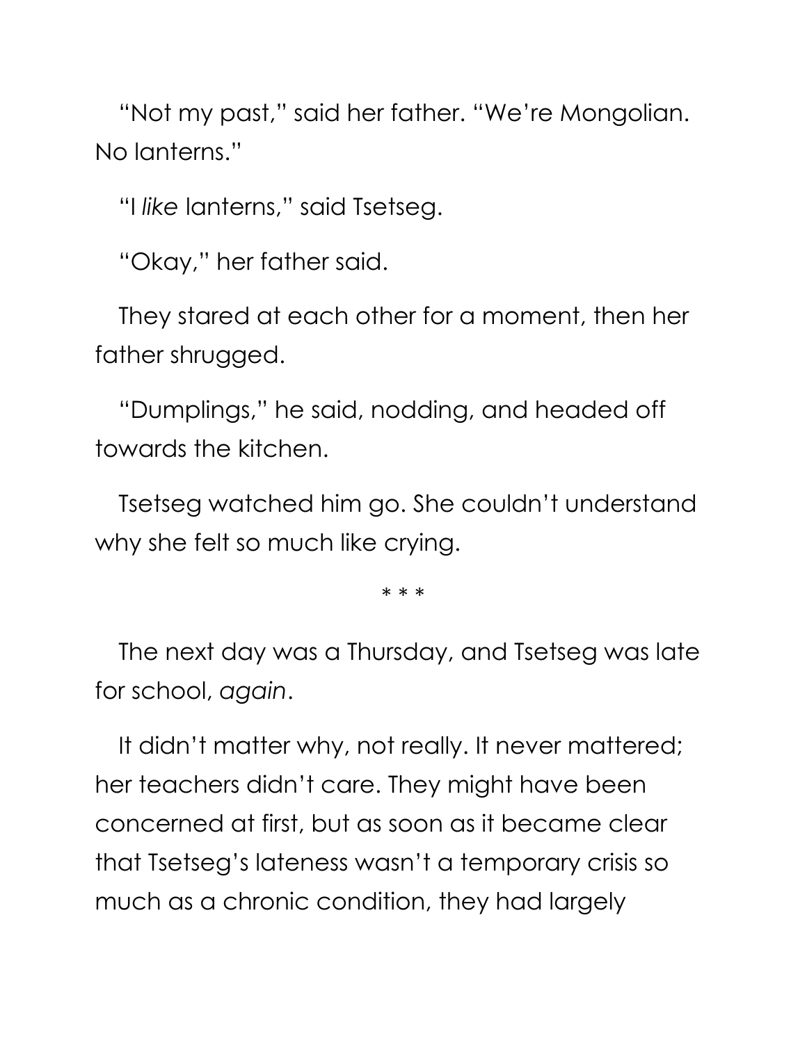"Not my past," said her father. "We're Mongolian. No lanterns."

"I *like* lanterns," said Tsetseg.

"Okay," her father said.

They stared at each other for a moment, then her father shrugged.

"Dumplings," he said, nodding, and headed off towards the kitchen.

Tsetseg watched him go. She couldn't understand why she felt so much like crying.

\* \* \*

The next day was a Thursday, and Tsetseg was late for school, *again*.

It didn't matter why, not really. It never mattered; her teachers didn't care. They might have been concerned at first, but as soon as it became clear that Tsetseg's lateness wasn't a temporary crisis so much as a chronic condition, they had largely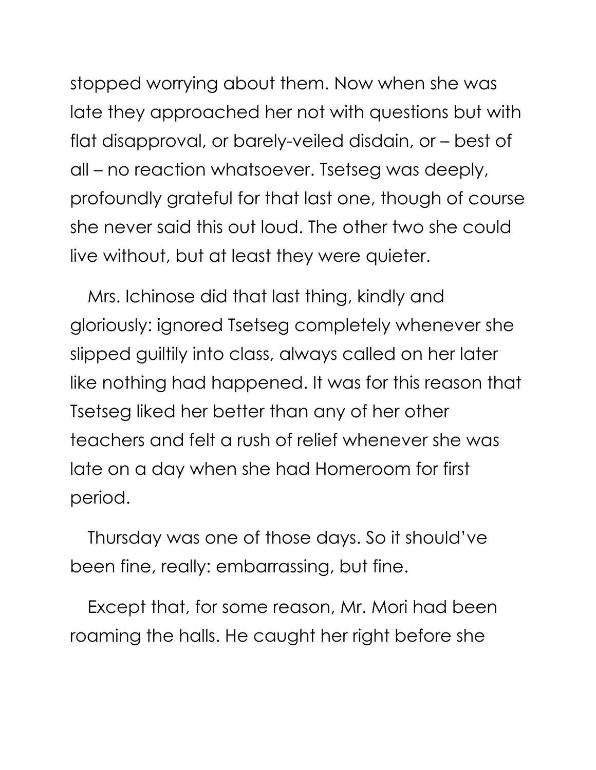stopped worrying about them. Now when she was late they approached her not with questions but with flat disapproval, or barely-veiled disdain, or – best of all – no reaction whatsoever. Tsetseg was deeply, profoundly grateful for that last one, though of course she never said this out loud. The other two she could live without, but at least they were quieter.

Mrs. Ichinose did that last thing, kindly and gloriously: ignored Tsetseg completely whenever she slipped guiltily into class, always called on her later like nothing had happened. It was for this reason that Tsetseg liked her better than any of her other teachers and felt a rush of relief whenever she was late on a day when she had Homeroom for first period.

Thursday was one of those days. So it should've been fine, really: embarrassing, but fine.

Except that, for some reason, Mr. Mori had been roaming the halls. He caught her right before she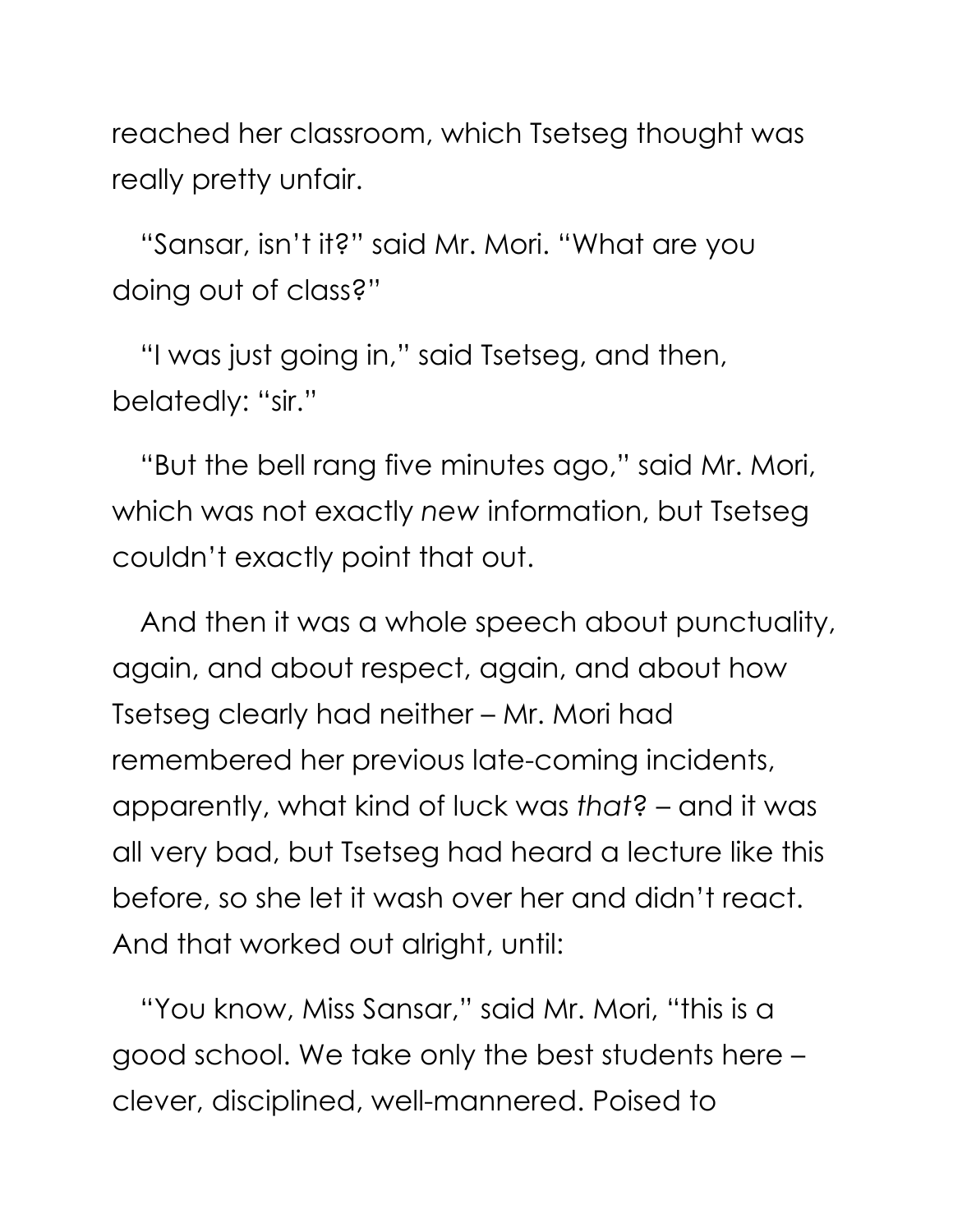reached her classroom, which Tsetseg thought was really pretty unfair.

"Sansar, isn't it?" said Mr. Mori. "What are you doing out of class?"

"I was just going in," said Tsetseg, and then, belatedly: "sir."

"But the bell rang five minutes ago," said Mr. Mori, which was not exactly *new* information, but Tsetseg couldn't exactly point that out.

And then it was a whole speech about punctuality, again, and about respect, again, and about how Tsetseg clearly had neither – Mr. Mori had remembered her previous late-coming incidents, apparently, what kind of luck was *that*? – and it was all very bad, but Tsetseg had heard a lecture like this before, so she let it wash over her and didn't react. And that worked out alright, until:

"You know, Miss Sansar," said Mr. Mori, "this is a good school. We take only the best students here – clever, disciplined, well-mannered. Poised to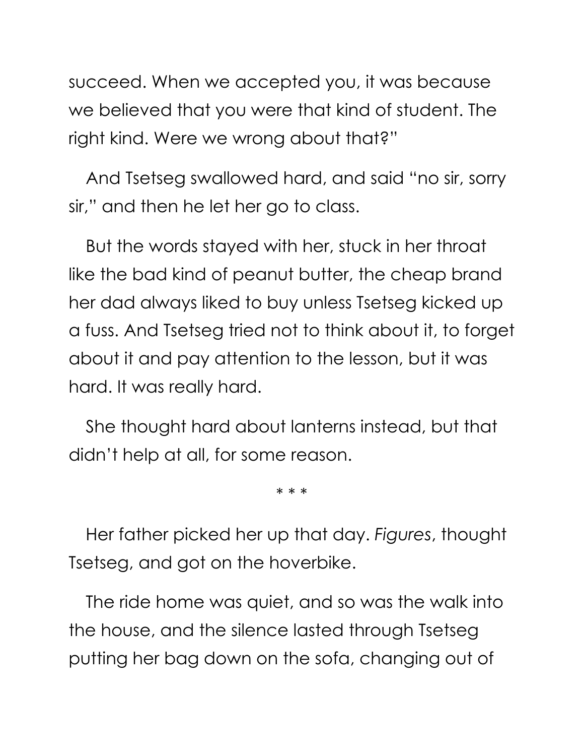succeed. When we accepted you, it was because we believed that you were that kind of student. The right kind. Were we wrong about that?"

And Tsetseg swallowed hard, and said "no sir, sorry sir," and then he let her go to class.

But the words stayed with her, stuck in her throat like the bad kind of peanut butter, the cheap brand her dad always liked to buy unless Tsetseg kicked up a fuss. And Tsetseg tried not to think about it, to forget about it and pay attention to the lesson, but it was hard. It was really hard.

She thought hard about lanterns instead, but that didn't help at all, for some reason.

\* \* \*

Her father picked her up that day. *Figures*, thought Tsetseg, and got on the hoverbike.

The ride home was quiet, and so was the walk into the house, and the silence lasted through Tsetseg putting her bag down on the sofa, changing out of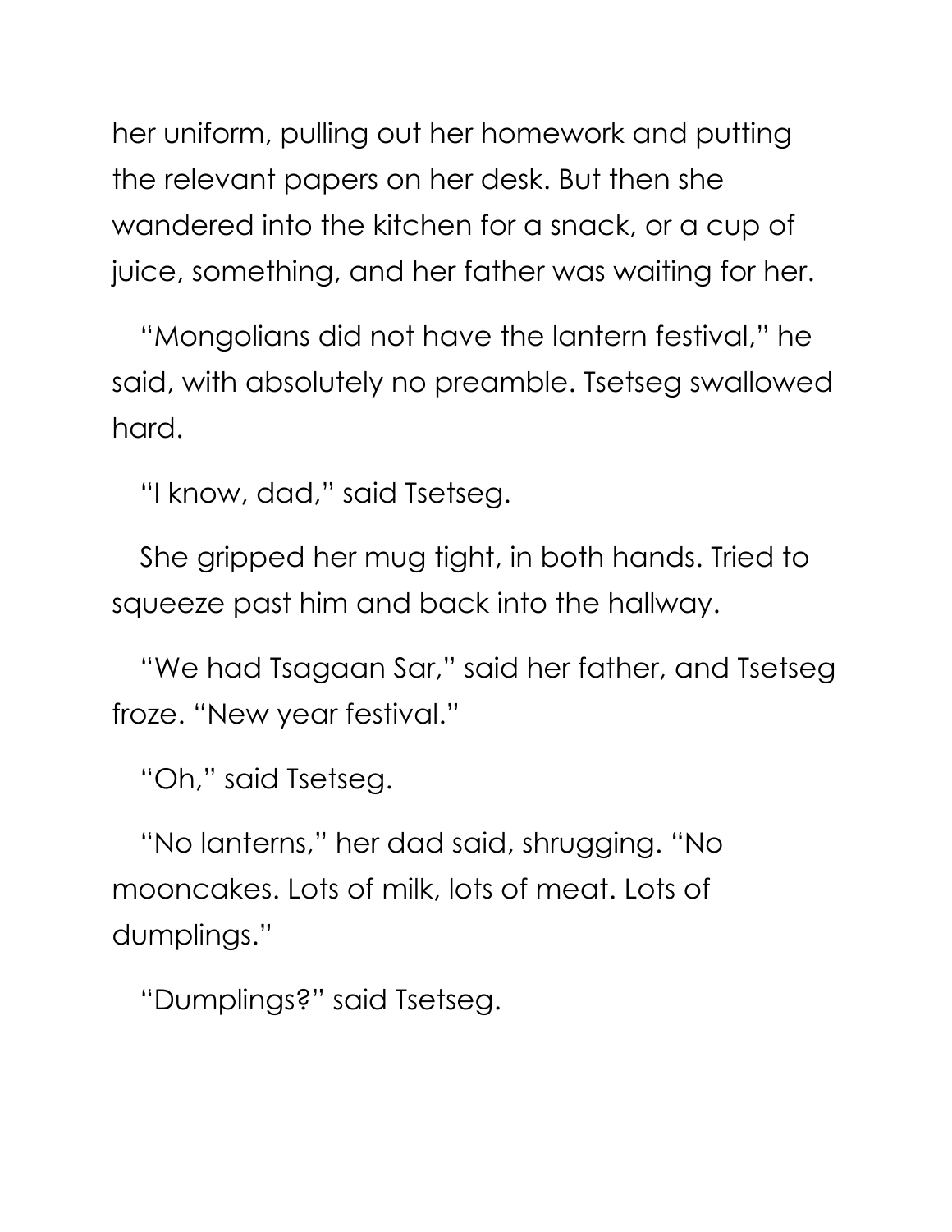her uniform, pulling out her homework and putting the relevant papers on her desk. But then she wandered into the kitchen for a snack, or a cup of juice, something, and her father was waiting for her.

"Mongolians did not have the lantern festival," he said, with absolutely no preamble. Tsetseg swallowed hard.

"I know, dad," said Tsetseg.

She gripped her mug tight, in both hands. Tried to squeeze past him and back into the hallway.

"We had Tsagaan Sar," said her father, and Tsetseg froze. "New year festival."

"Oh," said Tsetseg.

"No lanterns," her dad said, shrugging. "No mooncakes. Lots of milk, lots of meat. Lots of dumplings."

"Dumplings?" said Tsetseg.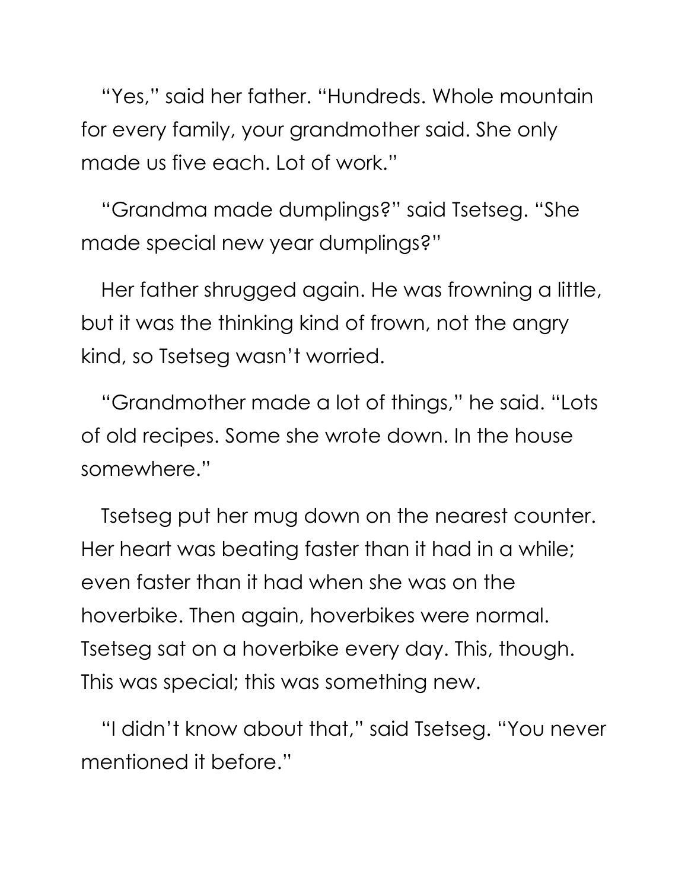"Yes," said her father. "Hundreds. Whole mountain for every family, your grandmother said. She only made us five each. Lot of work."

"Grandma made dumplings?" said Tsetseg. "She made special new year dumplings?"

Her father shrugged again. He was frowning a little, but it was the thinking kind of frown, not the angry kind, so Tsetseg wasn't worried.

"Grandmother made a lot of things," he said. "Lots of old recipes. Some she wrote down. In the house somewhere."

Tsetseg put her mug down on the nearest counter. Her heart was beating faster than it had in a while; even faster than it had when she was on the hoverbike. Then again, hoverbikes were normal. Tsetseg sat on a hoverbike every day. This, though. This was special; this was something new.

"I didn't know about that," said Tsetseg. "You never mentioned it before."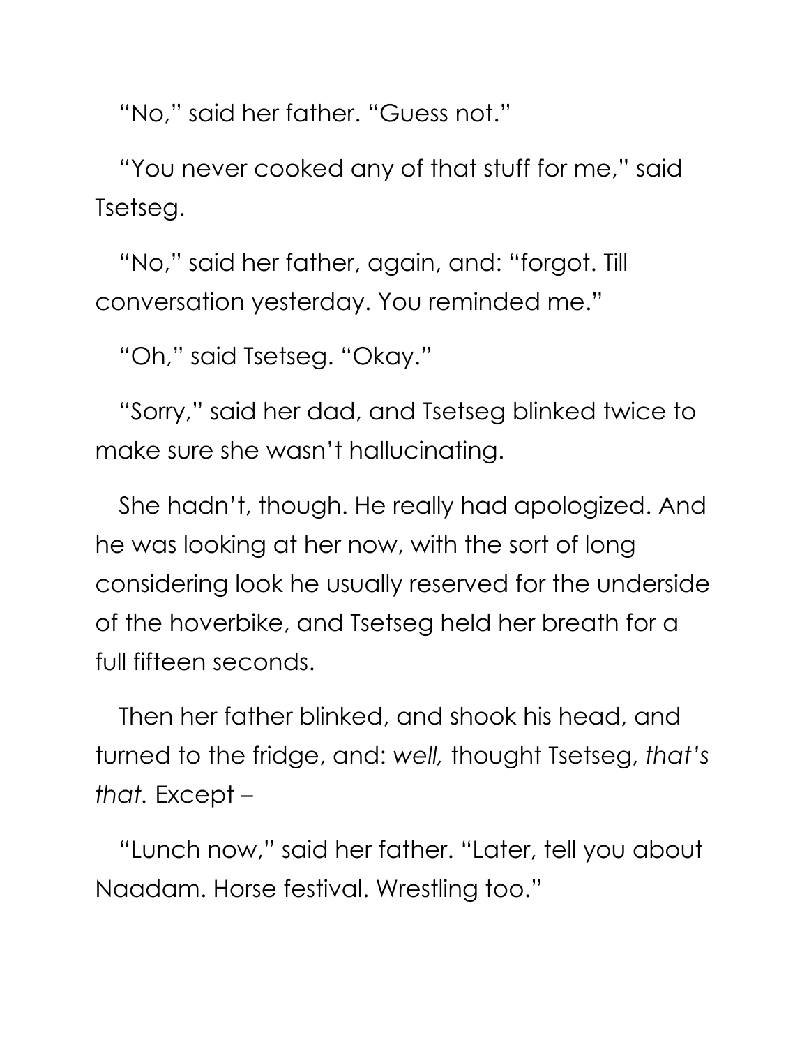"No," said her father. "Guess not."

"You never cooked any of that stuff for me," said Tsetseg.

"No," said her father, again, and: "forgot. Till conversation yesterday. You reminded me."

"Oh," said Tsetseg. "Okay."

"Sorry," said her dad, and Tsetseg blinked twice to make sure she wasn't hallucinating.

She hadn't, though. He really had apologized. And he was looking at her now, with the sort of long considering look he usually reserved for the underside of the hoverbike, and Tsetseg held her breath for a full fifteen seconds.

Then her father blinked, and shook his head, and turned to the fridge, and: *well,* thought Tsetseg, *that's that.* Except –

"Lunch now," said her father. "Later, tell you about Naadam. Horse festival. Wrestling too."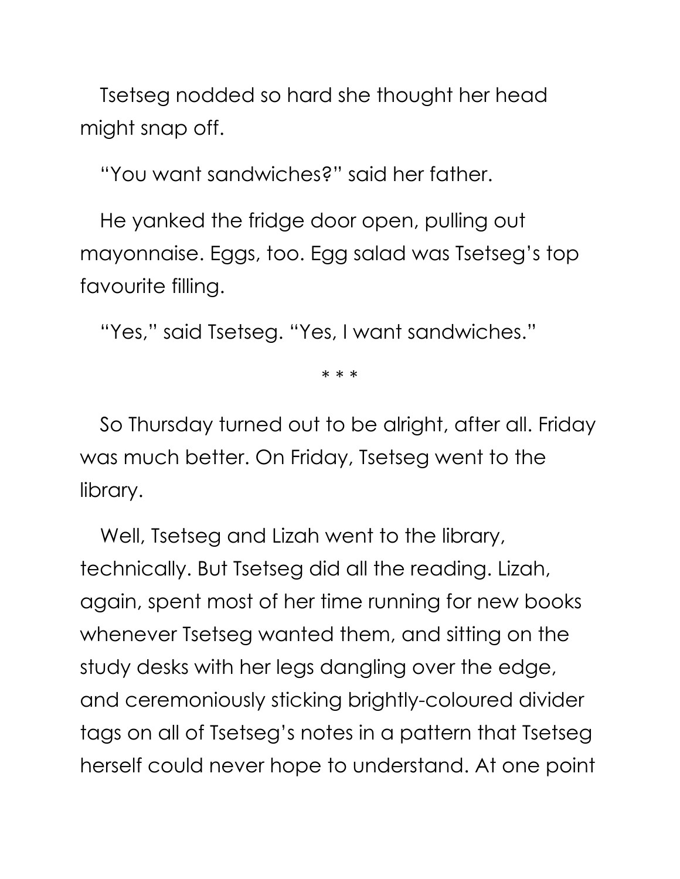Tsetseg nodded so hard she thought her head might snap off.

"You want sandwiches?" said her father.

He yanked the fridge door open, pulling out mayonnaise. Eggs, too. Egg salad was Tsetseg's top favourite filling.

"Yes," said Tsetseg. "Yes, I want sandwiches."

* * *

So Thursday turned out to be alright, after all. Friday was much better. On Friday, Tsetseg went to the library.

Well, Tsetseg and Lizah went to the library, technically. But Tsetseg did all the reading. Lizah, again, spent most of her time running for new books whenever Tsetseg wanted them, and sitting on the study desks with her legs dangling over the edge, and ceremoniously sticking brightly-coloured divider tags on all of Tsetseg's notes in a pattern that Tsetseg herself could never hope to understand. At one point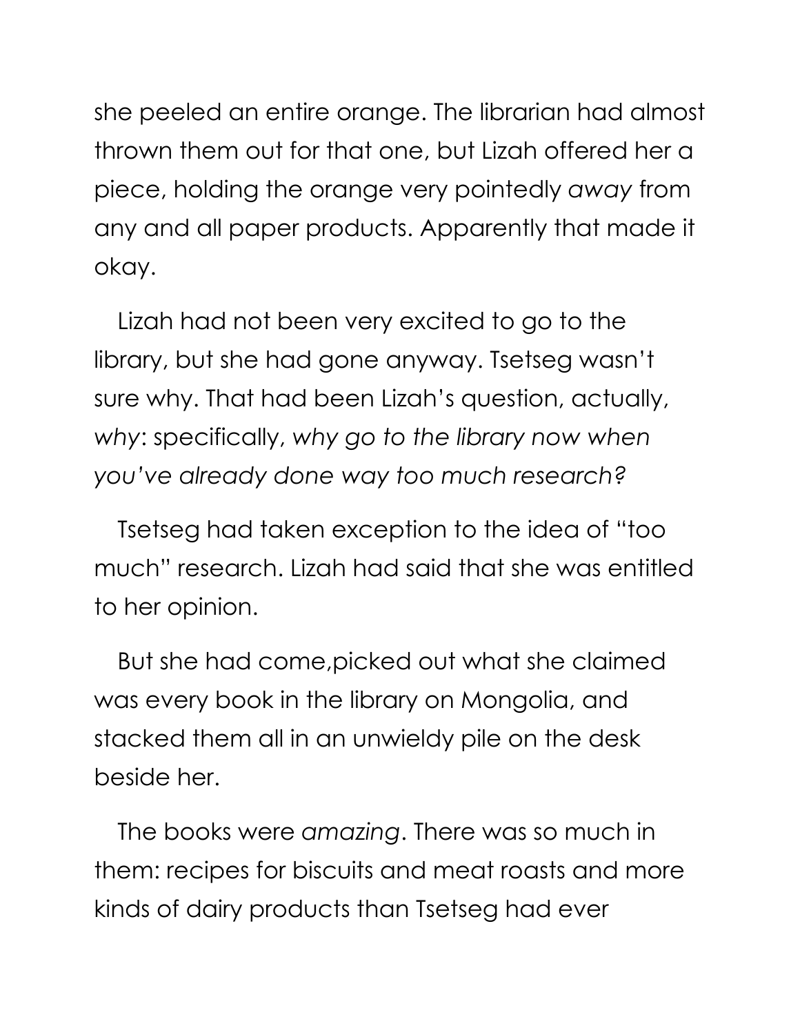she peeled an entire orange. The librarian had almost thrown them out for that one, but Lizah offered her a piece, holding the orange very pointedly *away* from any and all paper products. Apparently that made it okay.

Lizah had not been very excited to go to the library, but she had gone anyway. Tsetseg wasn't sure why. That had been Lizah's question, actually, *why*: specifically, *why go to the library now when you've already done way too much research?*

Tsetseg had taken exception to the idea of "too much" research. Lizah had said that she was entitled to her opinion.

But she had come,picked out what she claimed was every book in the library on Mongolia, and stacked them all in an unwieldy pile on the desk beside her.

The books were *amazing*. There was so much in them: recipes for biscuits and meat roasts and more kinds of dairy products than Tsetseg had ever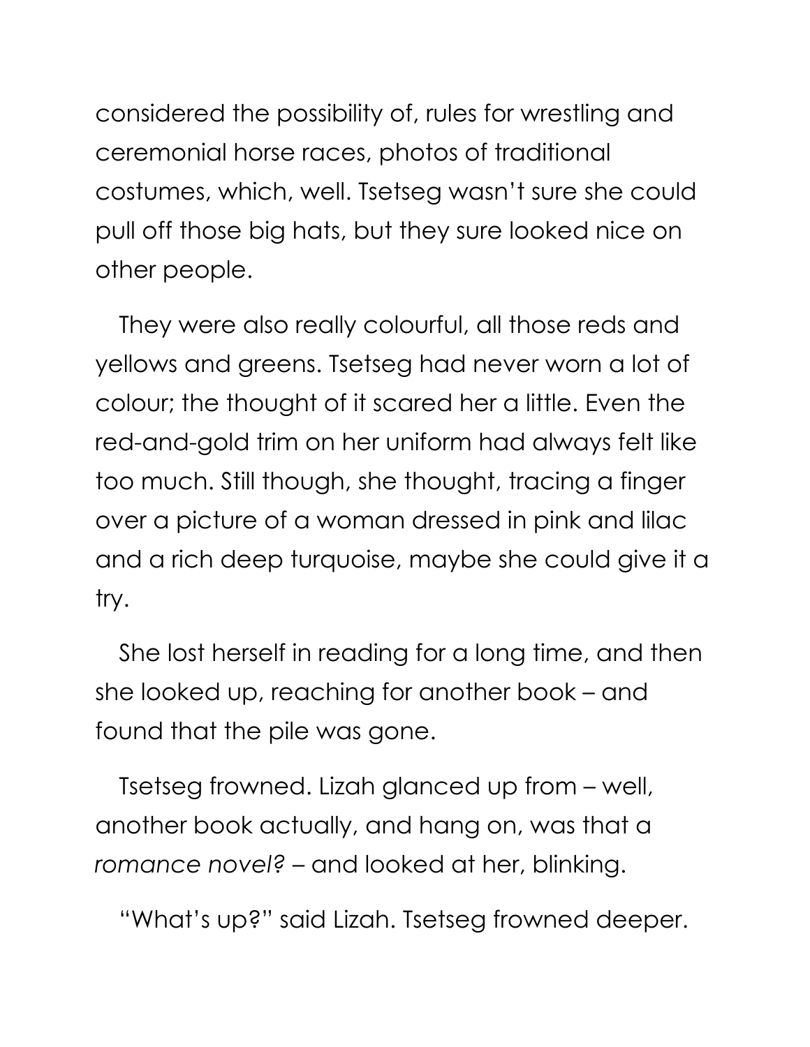considered the possibility of, rules for wrestling and ceremonial horse races, photos of traditional costumes, which, well. Tsetseg wasn't sure she could pull off those big hats, but they sure looked nice on other people.

They were also really colourful, all those reds and yellows and greens. Tsetseg had never worn a lot of colour; the thought of it scared her a little. Even the red-and-gold trim on her uniform had always felt like too much. Still though, she thought, tracing a finger over a picture of a woman dressed in pink and lilac and a rich deep turquoise, maybe she could give it a try.

She lost herself in reading for a long time, and then she looked up, reaching for another book – and found that the pile was gone.

Tsetseg frowned. Lizah glanced up from – well, another book actually, and hang on, was that a *romance novel?* – and looked at her, blinking.

"What's up?" said Lizah. Tsetseg frowned deeper.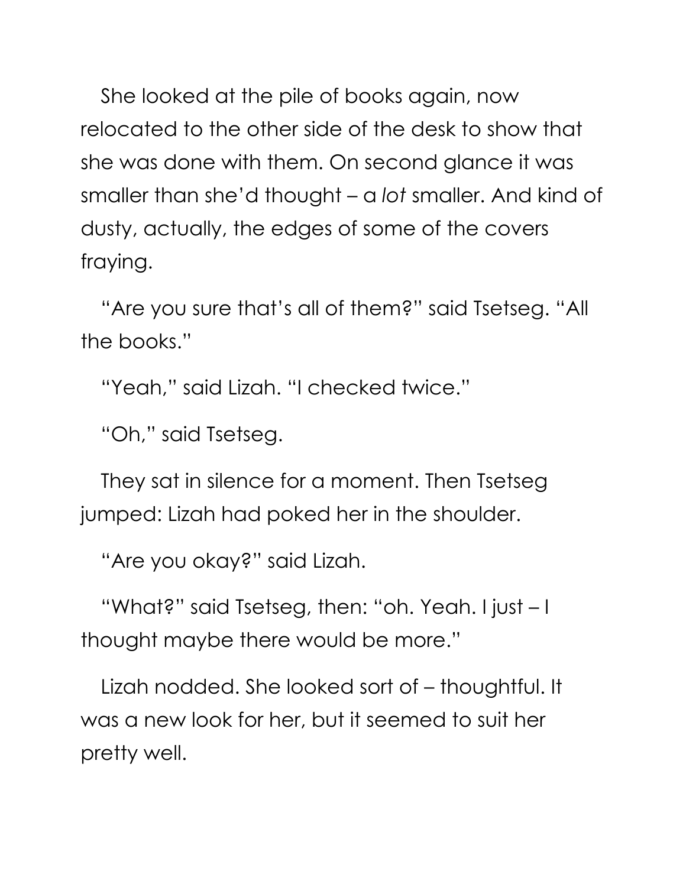She looked at the pile of books again, now relocated to the other side of the desk to show that she was done with them. On second glance it was smaller than she'd thought – a *lot* smaller. And kind of dusty, actually, the edges of some of the covers fraying.

"Are you sure that's all of them?" said Tsetseg. "All the books."

"Yeah," said Lizah. "I checked twice."

"Oh," said Tsetseg.

They sat in silence for a moment. Then Tsetseg jumped: Lizah had poked her in the shoulder.

"Are you okay?" said Lizah.

"What?" said Tsetseg, then: "oh. Yeah. I just – I thought maybe there would be more."

Lizah nodded. She looked sort of – thoughtful. It was a new look for her, but it seemed to suit her pretty well.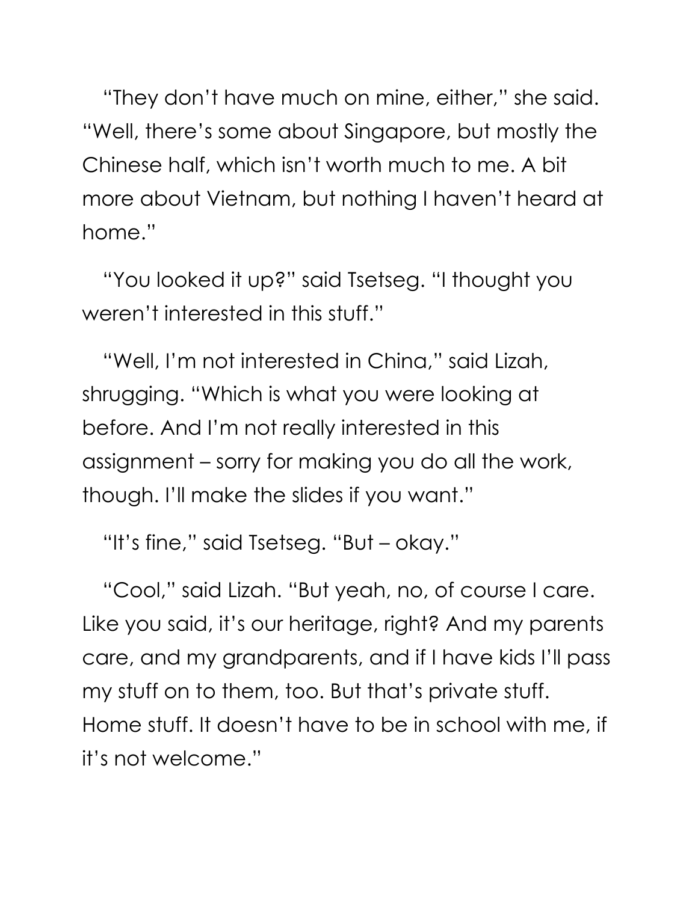"They don't have much on mine, either," she said. "Well, there's some about Singapore, but mostly the Chinese half, which isn't worth much to me. A bit more about Vietnam, but nothing I haven't heard at home."

"You looked it up?" said Tsetseg. "I thought you weren't interested in this stuff."

"Well, I'm not interested in China," said Lizah, shrugging. "Which is what you were looking at before. And I'm not really interested in this assignment – sorry for making you do all the work, though. I'll make the slides if you want."

"It's fine," said Tsetseg. "But – okay."

"Cool," said Lizah. "But yeah, no, of course I care. Like you said, it's our heritage, right? And my parents care, and my grandparents, and if I have kids I'll pass my stuff on to them, too. But that's private stuff. Home stuff. It doesn't have to be in school with me, if it's not welcome."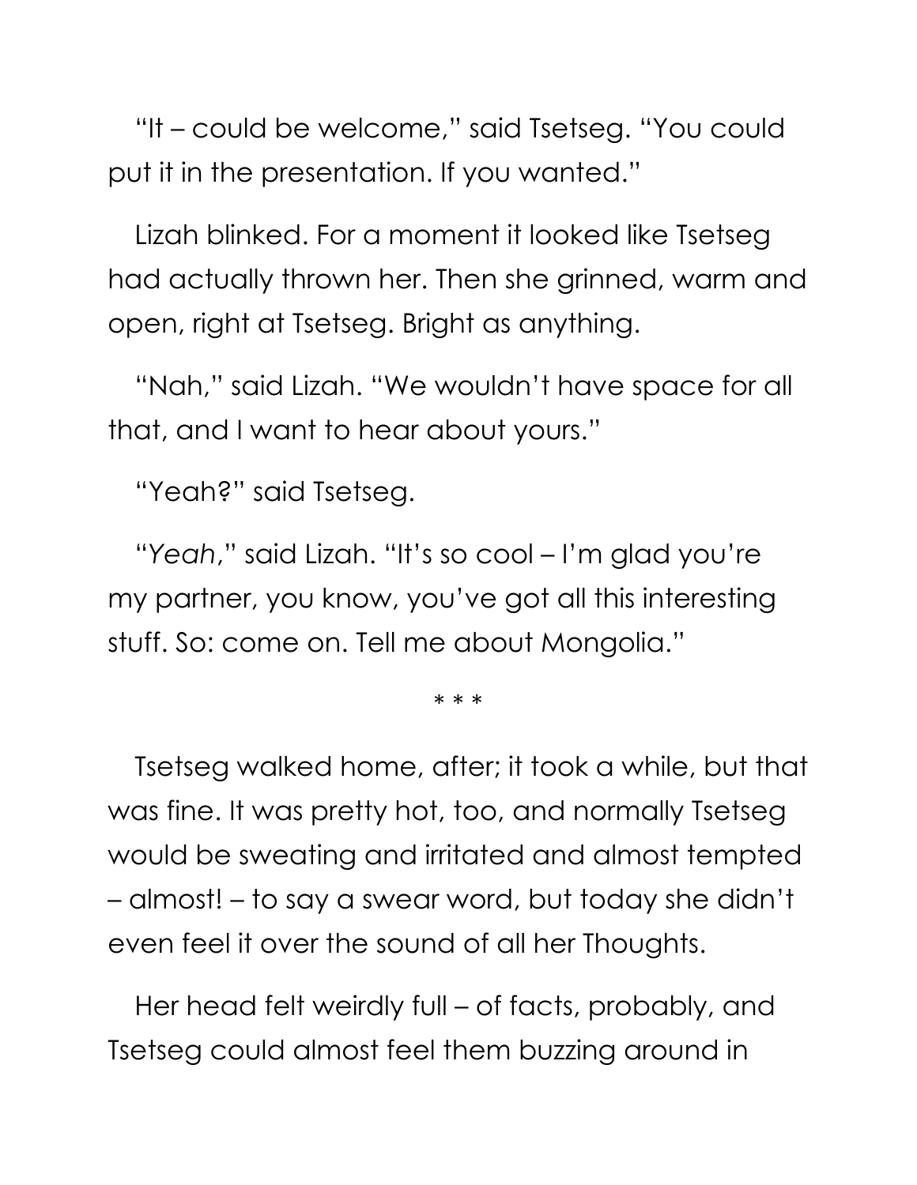"It – could be welcome," said Tsetseg. "You could put it in the presentation. If you wanted."

Lizah blinked. For a moment it looked like Tsetseg had actually thrown her. Then she grinned, warm and open, right at Tsetseg. Bright as anything.

"Nah," said Lizah. "We wouldn't have space for all that, and I want to hear about yours."

"Yeah?" said Tsetseg.

"*Yeah*," said Lizah. "It's so cool – I'm glad you're my partner, you know, you've got all this interesting stuff. So: come on. Tell me about Mongolia."

* * *

Tsetseg walked home, after; it took a while, but that was fine. It was pretty hot, too, and normally Tsetseg would be sweating and irritated and almost tempted – almost! – to say a swear word, but today she didn't even feel it over the sound of all her Thoughts.

Her head felt weirdly full – of facts, probably, and Tsetseg could almost feel them buzzing around in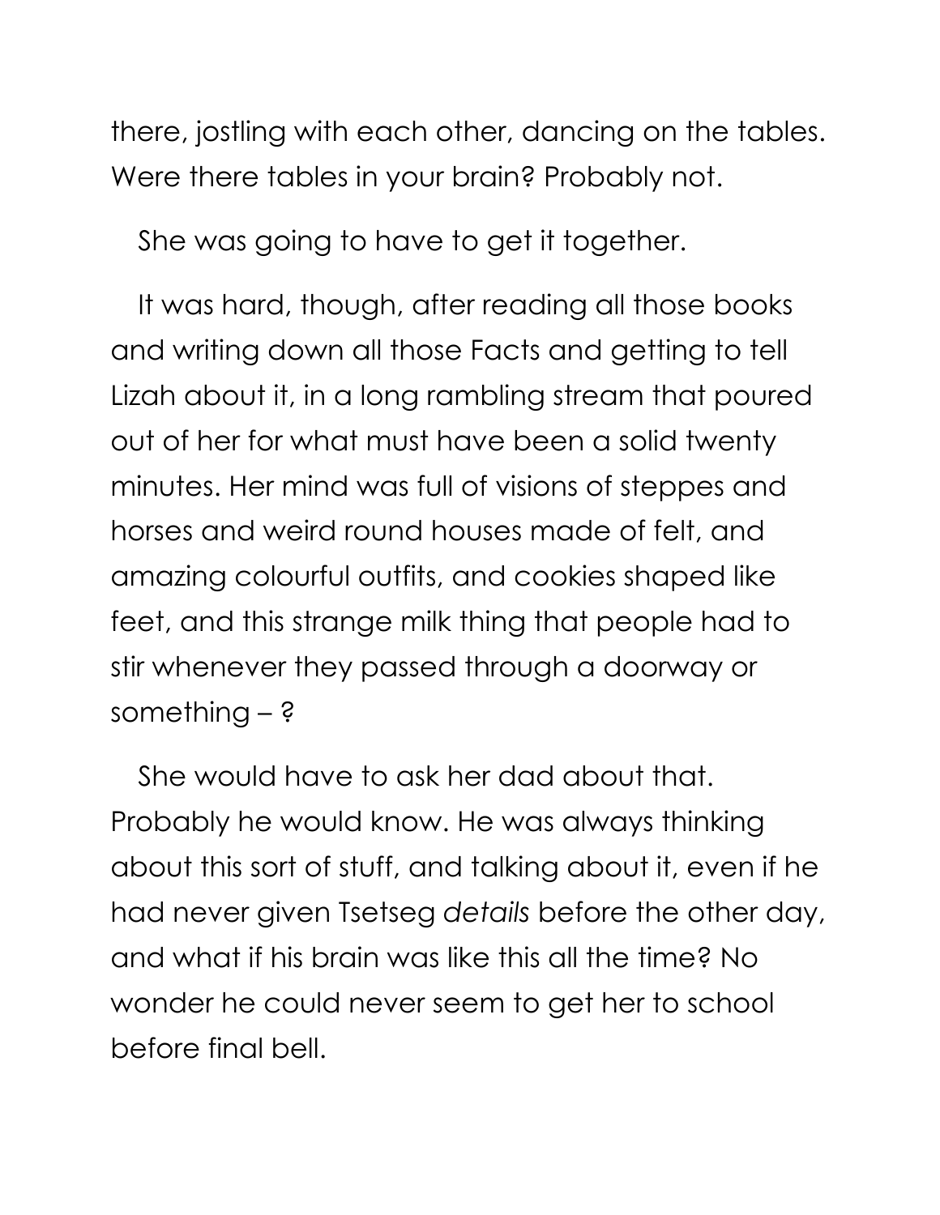there, jostling with each other, dancing on the tables. Were there tables in your brain? Probably not.

She was going to have to get it together.

It was hard, though, after reading all those books and writing down all those Facts and getting to tell Lizah about it, in a long rambling stream that poured out of her for what must have been a solid twenty minutes. Her mind was full of visions of steppes and horses and weird round houses made of felt, and amazing colourful outfits, and cookies shaped like feet, and this strange milk thing that people had to stir whenever they passed through a doorway or something – ?

She would have to ask her dad about that. Probably he would know. He was always thinking about this sort of stuff, and talking about it, even if he had never given Tsetseg *details* before the other day, and what if his brain was like this all the time? No wonder he could never seem to get her to school before final bell.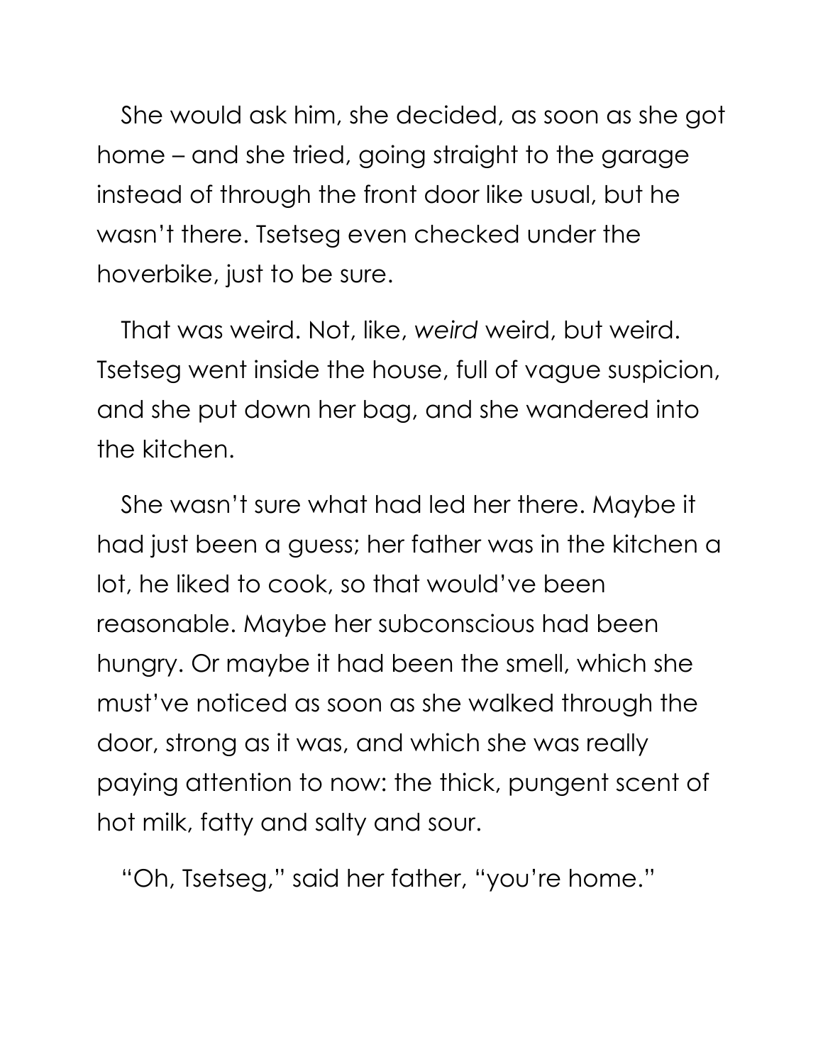She would ask him, she decided, as soon as she got home – and she tried, going straight to the garage instead of through the front door like usual, but he wasn't there. Tsetseg even checked under the hoverbike, just to be sure.

That was weird. Not, like, *weird* weird, but weird. Tsetseg went inside the house, full of vague suspicion, and she put down her bag, and she wandered into the kitchen.

She wasn't sure what had led her there. Maybe it had just been a guess; her father was in the kitchen a lot, he liked to cook, so that would've been reasonable. Maybe her subconscious had been hungry. Or maybe it had been the smell, which she must've noticed as soon as she walked through the door, strong as it was, and which she was really paying attention to now: the thick, pungent scent of hot milk, fatty and salty and sour.

"Oh, Tsetseg," said her father, "you're home."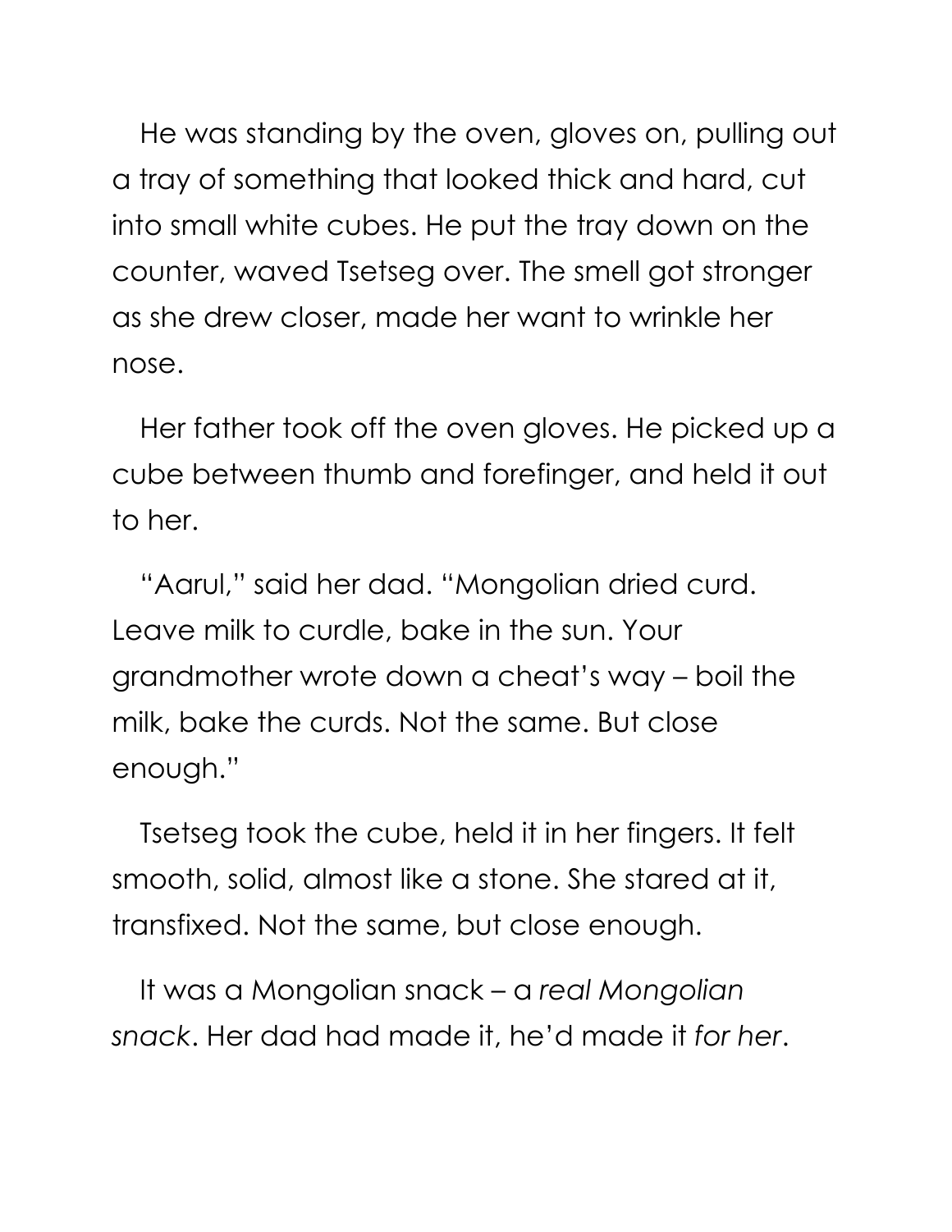He was standing by the oven, gloves on, pulling out a tray of something that looked thick and hard, cut into small white cubes. He put the tray down on the counter, waved Tsetseg over. The smell got stronger as she drew closer, made her want to wrinkle her nose.

Her father took off the oven gloves. He picked up a cube between thumb and forefinger, and held it out to her.

"Aarul," said her dad. "Mongolian dried curd. Leave milk to curdle, bake in the sun. Your grandmother wrote down a cheat's way – boil the milk, bake the curds. Not the same. But close enough."

Tsetseg took the cube, held it in her fingers. It felt smooth, solid, almost like a stone. She stared at it, transfixed. Not the same, but close enough.

It was a Mongolian snack – a *real Mongolian snack*. Her dad had made it, he'd made it *for her*.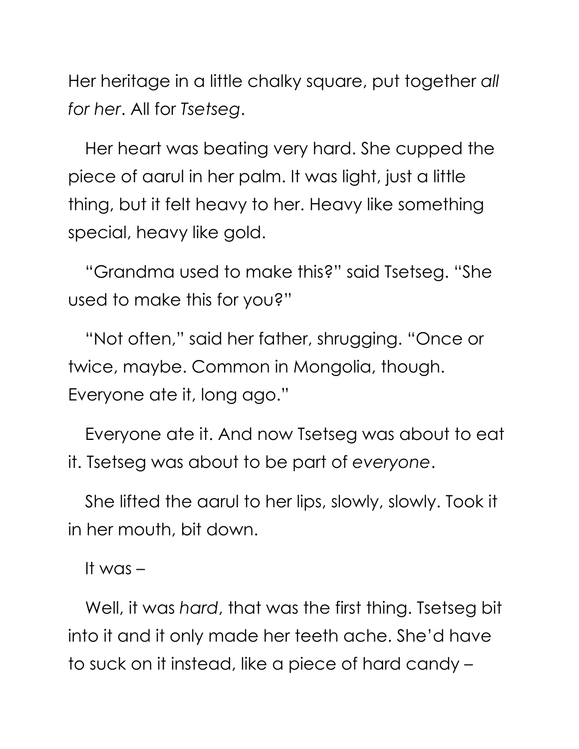Her heritage in a little chalky square, put together *all for her*. All for *Tsetseg*.

Her heart was beating very hard. She cupped the piece of aarul in her palm. It was light, just a little thing, but it felt heavy to her. Heavy like something special, heavy like gold.

"Grandma used to make this?" said Tsetseg. "She used to make this for you?"

"Not often," said her father, shrugging. "Once or twice, maybe. Common in Mongolia, though. Everyone ate it, long ago."

Everyone ate it. And now Tsetseg was about to eat it. Tsetseg was about to be part of *everyone*.

She lifted the aarul to her lips, slowly, slowly. Took it in her mouth, bit down.

It was –

Well, it was *hard*, that was the first thing. Tsetseg bit into it and it only made her teeth ache. She'd have to suck on it instead, like a piece of hard candy –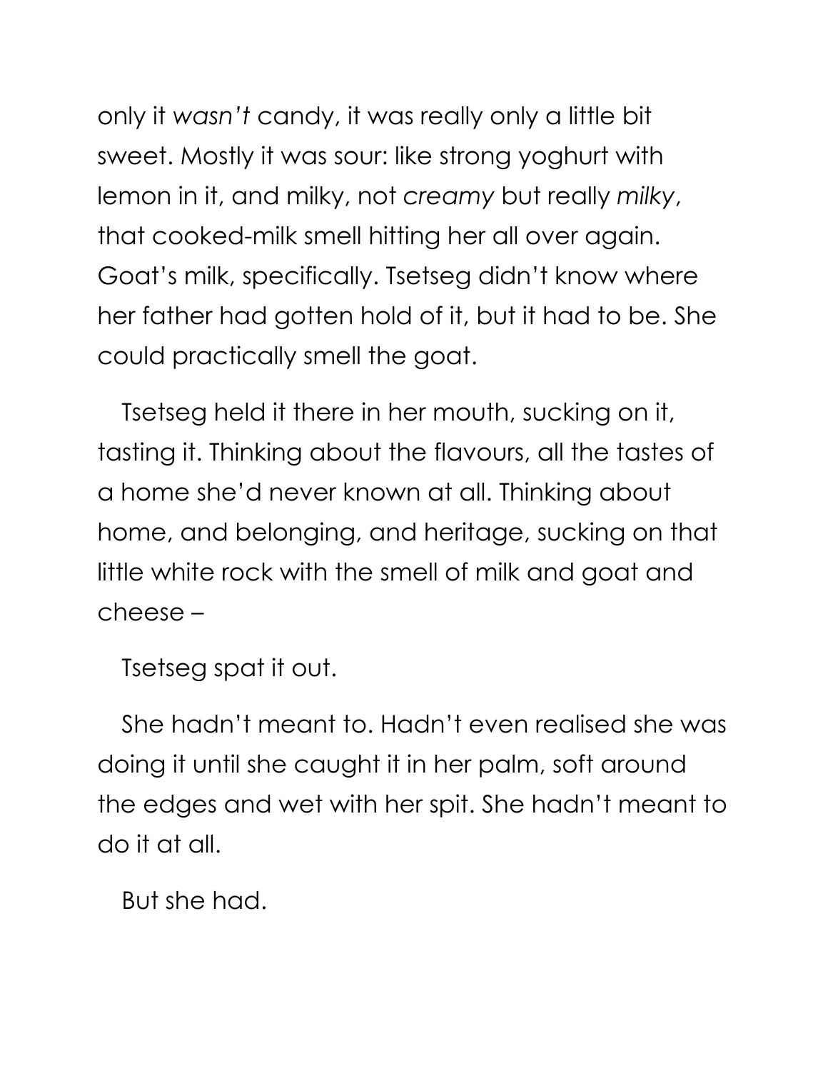only it *wasn't* candy, it was really only a little bit sweet. Mostly it was sour: like strong yoghurt with lemon in it, and milky, not *creamy* but really *milky*, that cooked-milk smell hitting her all over again. Goat's milk, specifically. Tsetseg didn't know where her father had gotten hold of it, but it had to be. She could practically smell the goat.

Tsetseg held it there in her mouth, sucking on it, tasting it. Thinking about the flavours, all the tastes of a home she'd never known at all. Thinking about home, and belonging, and heritage, sucking on that little white rock with the smell of milk and goat and cheese –

Tsetseg spat it out.

She hadn't meant to. Hadn't even realised she was doing it until she caught it in her palm, soft around the edges and wet with her spit. She hadn't meant to do it at all.

But she had.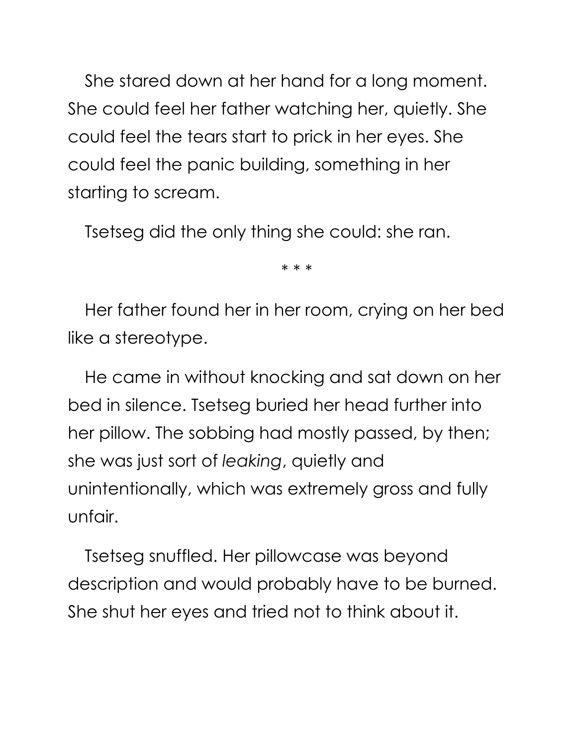She stared down at her hand for a long moment. She could feel her father watching her, quietly. She could feel the tears start to prick in her eyes. She could feel the panic building, something in her starting to scream.

Tsetseg did the only thing she could: she ran.

* * *

Her father found her in her room, crying on her bed like a stereotype.

He came in without knocking and sat down on her bed in silence. Tsetseg buried her head further into her pillow. The sobbing had mostly passed, by then; she was just sort of *leaking*, quietly and unintentionally, which was extremely gross and fully unfair.

Tsetseg snuffled. Her pillowcase was beyond description and would probably have to be burned. She shut her eyes and tried not to think about it.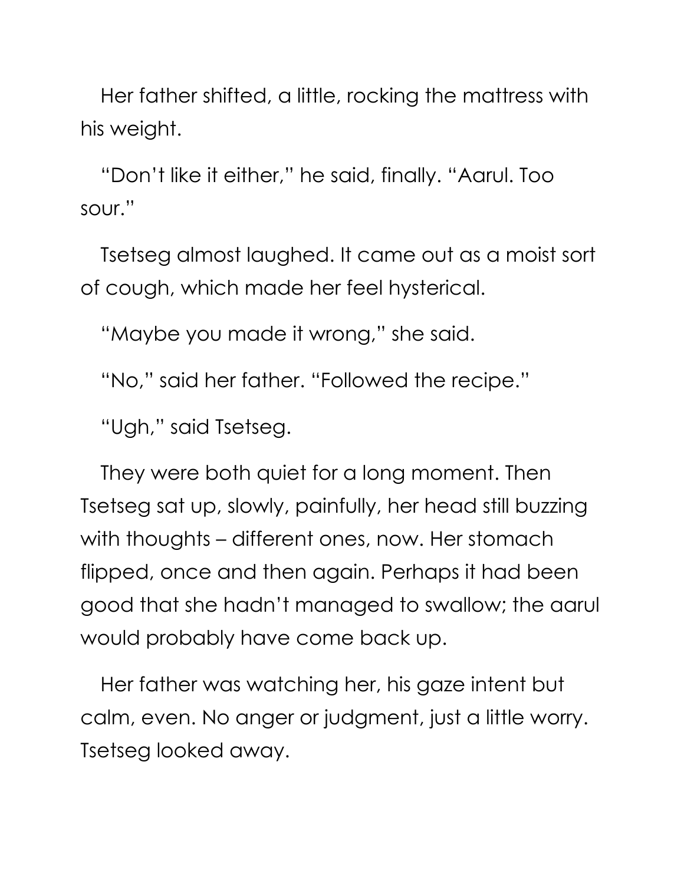Her father shifted, a little, rocking the mattress with his weight.

"Don't like it either," he said, finally. "Aarul. Too sour."

Tsetseg almost laughed. It came out as a moist sort of cough, which made her feel hysterical.

"Maybe you made it wrong," she said.

"No," said her father. "Followed the recipe."

"Ugh," said Tsetseg.

They were both quiet for a long moment. Then Tsetseg sat up, slowly, painfully, her head still buzzing with thoughts – different ones, now. Her stomach flipped, once and then again. Perhaps it had been good that she hadn't managed to swallow; the aarul would probably have come back up.

Her father was watching her, his gaze intent but calm, even. No anger or judgment, just a little worry. Tsetseg looked away.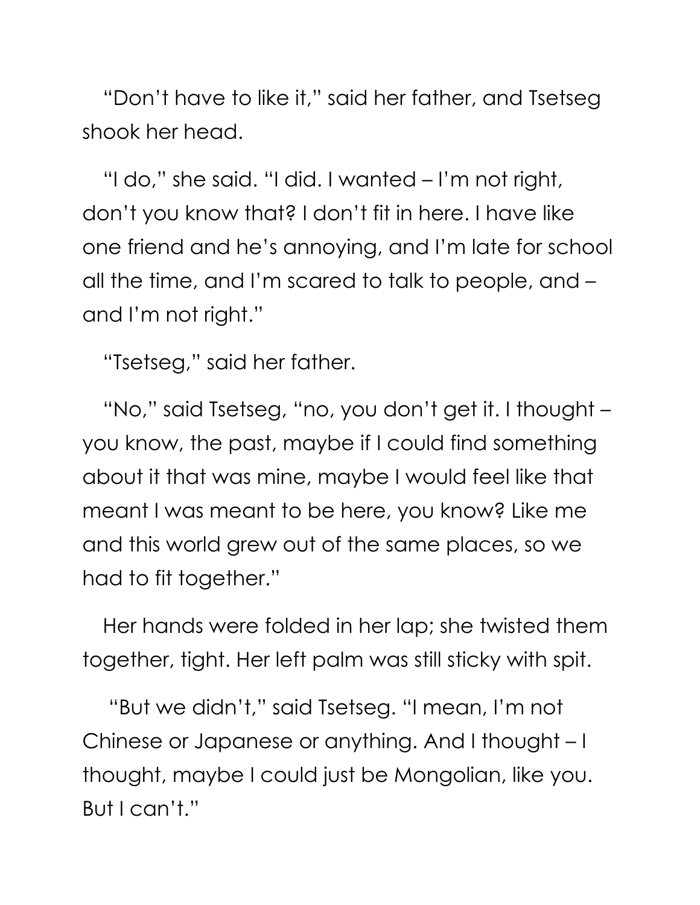"Don't have to like it," said her father, and Tsetseg shook her head.

"I do," she said. "I did. I wanted – I'm not right, don't you know that? I don't fit in here. I have like one friend and he's annoying, and I'm late for school all the time, and I'm scared to talk to people, and – and I'm not right."

"Tsetseg," said her father.

"No," said Tsetseg, "no, you don't get it. I thought – you know, the past, maybe if I could find something about it that was mine, maybe I would feel like that meant I was meant to be here, you know? Like me and this world grew out of the same places, so we had to fit together."

Her hands were folded in her lap; she twisted them together, tight. Her left palm was still sticky with spit.

"But we didn't," said Tsetseg. "I mean, I'm not Chinese or Japanese or anything. And I thought – I thought, maybe I could just be Mongolian, like you. But I can't."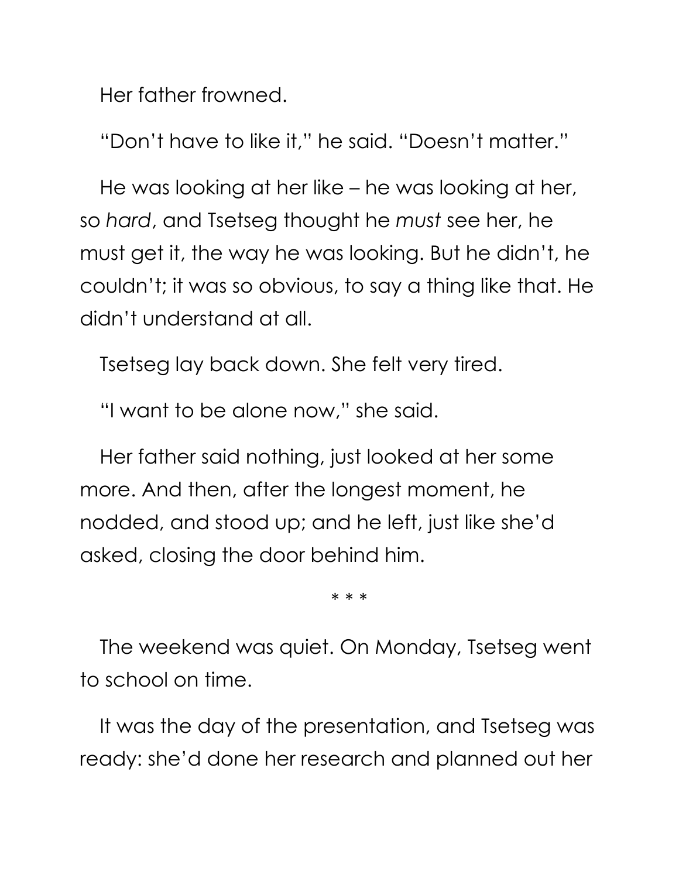Her father frowned.

"Don't have to like it," he said. "Doesn't matter."

He was looking at her like – he was looking at her, so *hard*, and Tsetseg thought he *must* see her, he must get it, the way he was looking. But he didn't, he couldn't; it was so obvious, to say a thing like that. He didn't understand at all.

Tsetseg lay back down. She felt very tired.

"I want to be alone now," she said.

Her father said nothing, just looked at her some more. And then, after the longest moment, he nodded, and stood up; and he left, just like she'd asked, closing the door behind him.

\* \* \*

The weekend was quiet. On Monday, Tsetseg went to school on time.

It was the day of the presentation, and Tsetseg was ready: she'd done her research and planned out her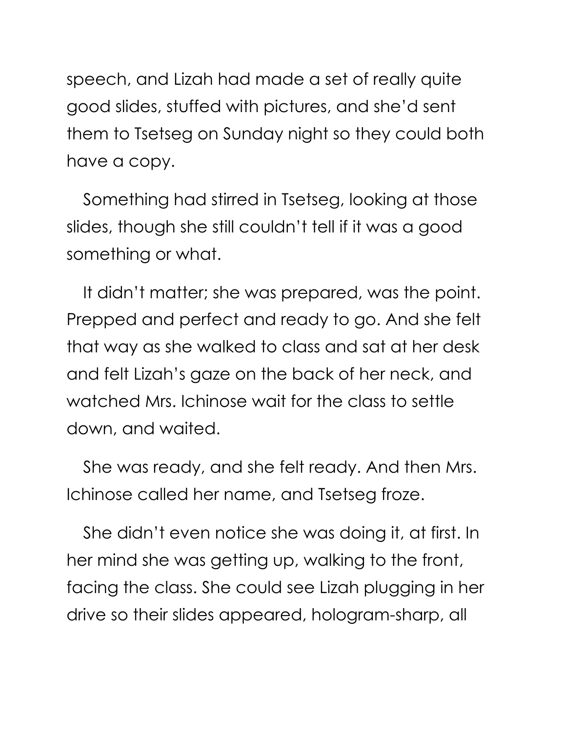speech, and Lizah had made a set of really quite good slides, stuffed with pictures, and she'd sent them to Tsetseg on Sunday night so they could both have a copy.

Something had stirred in Tsetseg, looking at those slides, though she still couldn't tell if it was a good something or what.

It didn't matter; she was prepared, was the point. Prepped and perfect and ready to go. And she felt that way as she walked to class and sat at her desk and felt Lizah's gaze on the back of her neck, and watched Mrs. Ichinose wait for the class to settle down, and waited.

She was ready, and she felt ready. And then Mrs. Ichinose called her name, and Tsetseg froze.

She didn't even notice she was doing it, at first. In her mind she was getting up, walking to the front, facing the class. She could see Lizah plugging in her drive so their slides appeared, hologram-sharp, all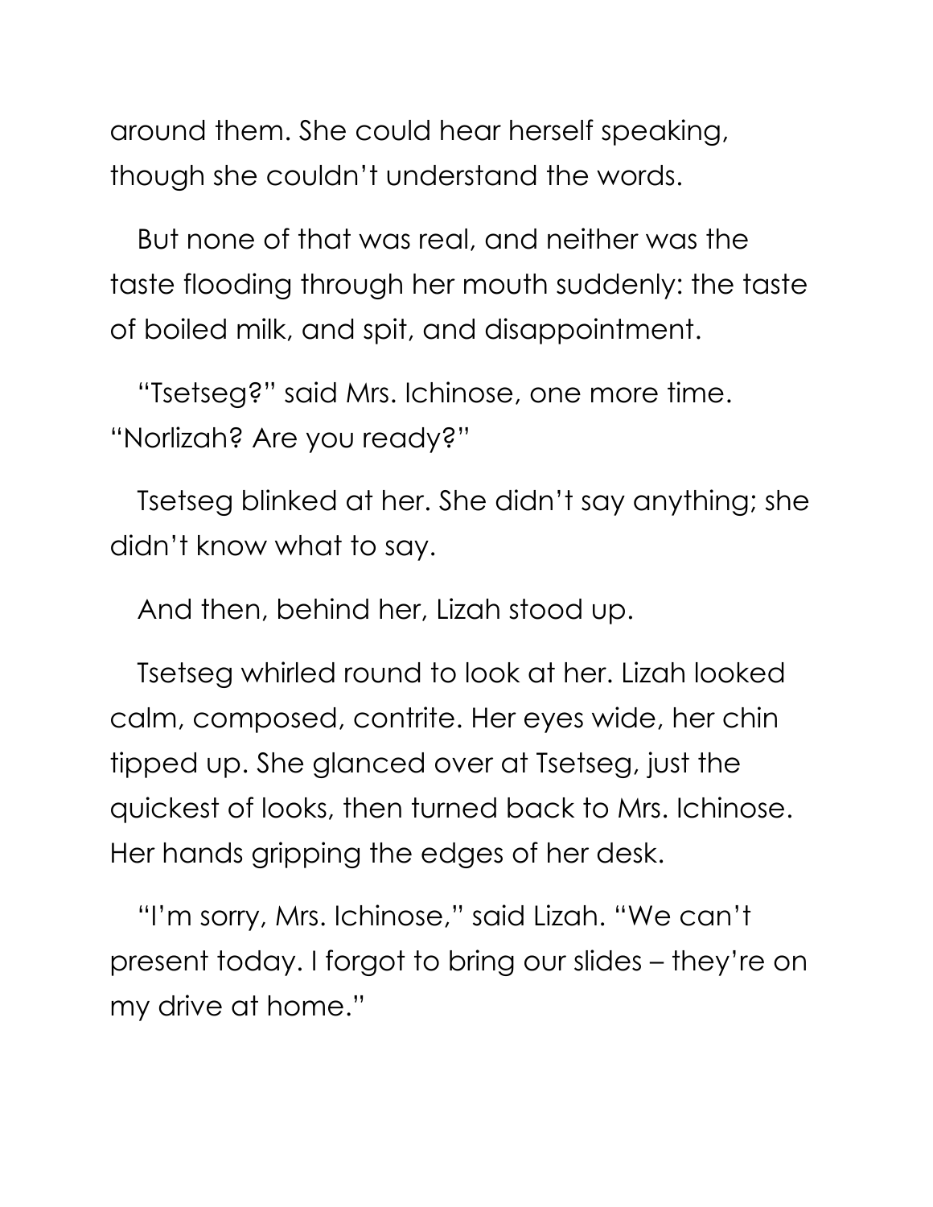around them. She could hear herself speaking, though she couldn't understand the words.

But none of that was real, and neither was the taste flooding through her mouth suddenly: the taste of boiled milk, and spit, and disappointment.

"Tsetseg?" said Mrs. Ichinose, one more time. "Norlizah? Are you ready?"

Tsetseg blinked at her. She didn't say anything; she didn't know what to say.

And then, behind her, Lizah stood up.

Tsetseg whirled round to look at her. Lizah looked calm, composed, contrite. Her eyes wide, her chin tipped up. She glanced over at Tsetseg, just the quickest of looks, then turned back to Mrs. Ichinose. Her hands gripping the edges of her desk.

"I'm sorry, Mrs. Ichinose," said Lizah. "We can't present today. I forgot to bring our slides – they're on my drive at home."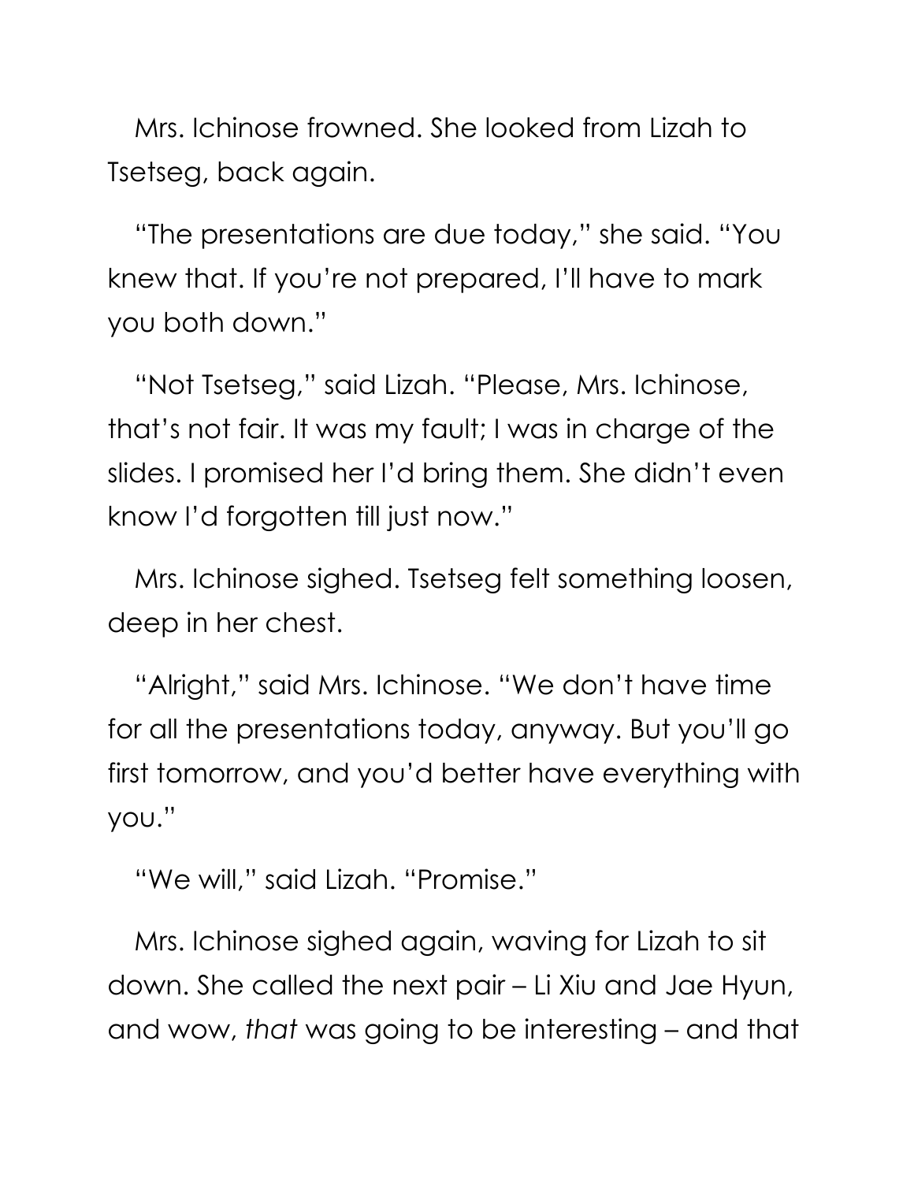Mrs. Ichinose frowned. She looked from Lizah to Tsetseg, back again.

"The presentations are due today," she said. "You knew that. If you're not prepared, I'll have to mark you both down."

"Not Tsetseg," said Lizah. "Please, Mrs. Ichinose, that's not fair. It was my fault; I was in charge of the slides. I promised her I'd bring them. She didn't even know I'd forgotten till just now."

Mrs. Ichinose sighed. Tsetseg felt something loosen, deep in her chest.

"Alright," said Mrs. Ichinose. "We don't have time for all the presentations today, anyway. But you'll go first tomorrow, and you'd better have everything with you."

"We will," said Lizah. "Promise."

Mrs. Ichinose sighed again, waving for Lizah to sit down. She called the next pair – Li Xiu and Jae Hyun, and wow, *that* was going to be interesting – and that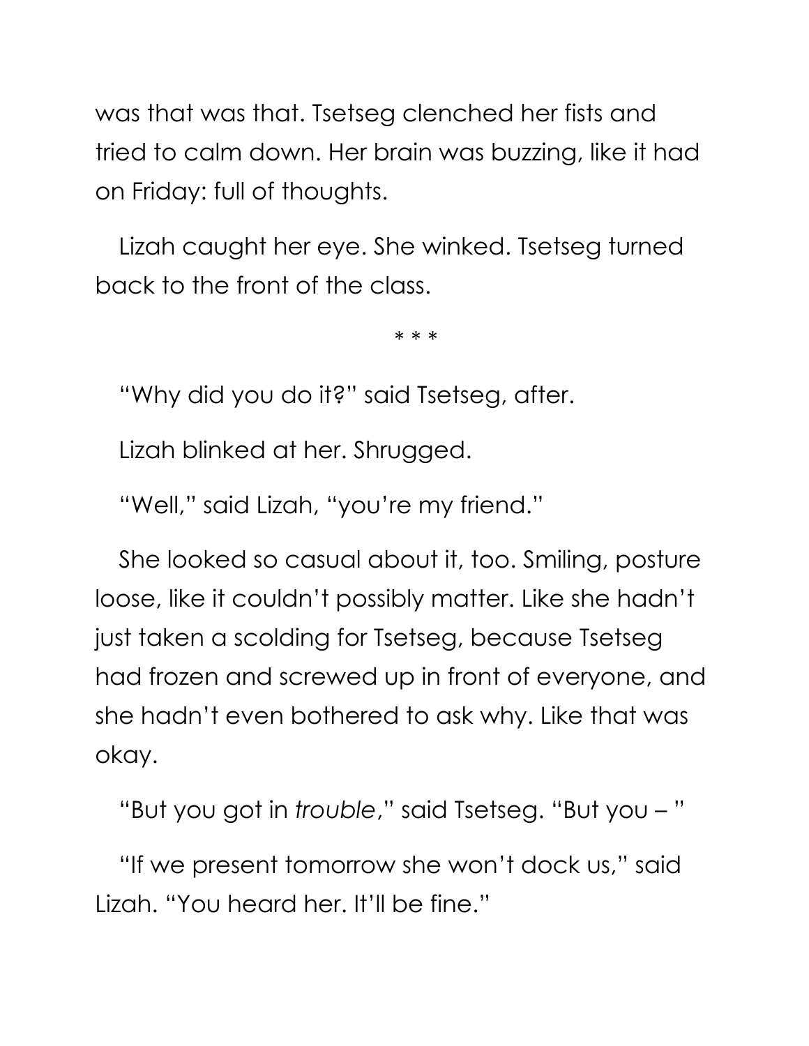was that was that. Tsetseg clenched her fists and tried to calm down. Her brain was buzzing, like it had on Friday: full of thoughts.

Lizah caught her eye. She winked. Tsetseg turned back to the front of the class.

\* \* \*

"Why did you do it?" said Tsetseg, after.

Lizah blinked at her. Shrugged.

"Well," said Lizah, "you're my friend."

She looked so casual about it, too. Smiling, posture loose, like it couldn't possibly matter. Like she hadn't just taken a scolding for Tsetseg, because Tsetseg had frozen and screwed up in front of everyone, and she hadn't even bothered to ask why. Like that was okay.

"But you got in *trouble*," said Tsetseg. "But you – "

"If we present tomorrow she won't dock us," said Lizah. "You heard her. It'll be fine."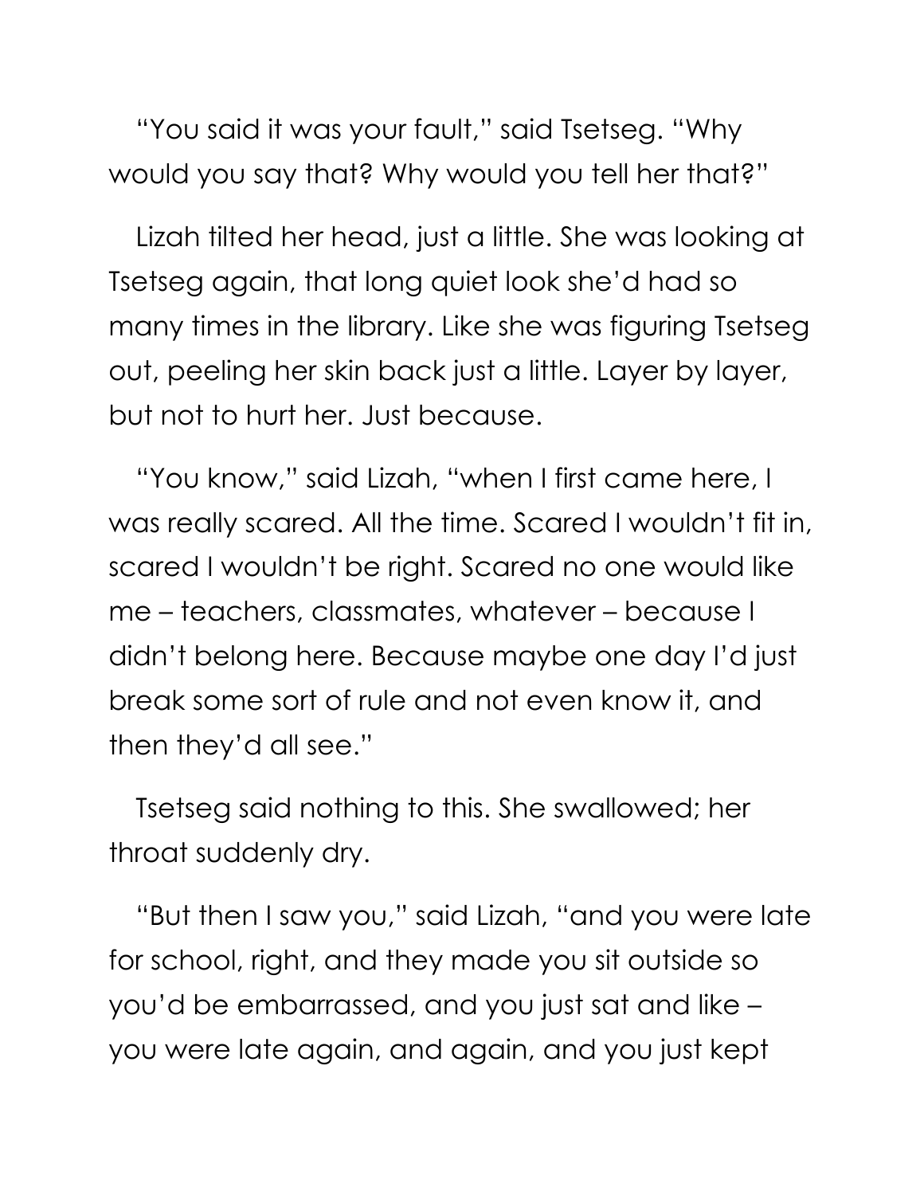"You said it was your fault," said Tsetseg. "Why would you say that? Why would you tell her that?"

Lizah tilted her head, just a little. She was looking at Tsetseg again, that long quiet look she'd had so many times in the library. Like she was figuring Tsetseg out, peeling her skin back just a little. Layer by layer, but not to hurt her. Just because.

"You know," said Lizah, "when I first came here, I was really scared. All the time. Scared I wouldn't fit in, scared I wouldn't be right. Scared no one would like me – teachers, classmates, whatever – because I didn't belong here. Because maybe one day I'd just break some sort of rule and not even know it, and then they'd all see."

Tsetseg said nothing to this. She swallowed; her throat suddenly dry.

"But then I saw you," said Lizah, "and you were late for school, right, and they made you sit outside so you'd be embarrassed, and you just sat and like – you were late again, and again, and you just kept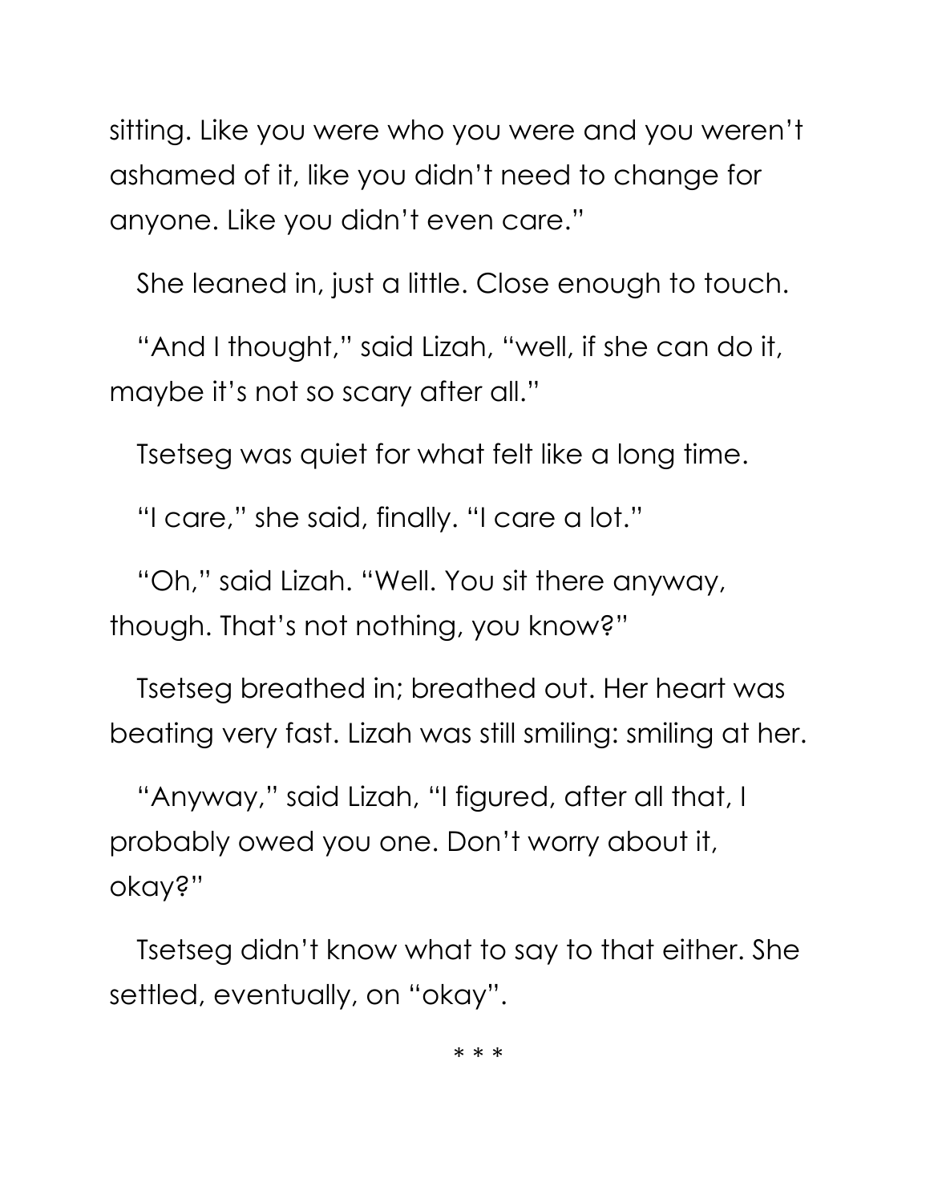sitting. Like you were who you were and you weren't ashamed of it, like you didn't need to change for anyone. Like you didn't even care."

She leaned in, just a little. Close enough to touch.

"And I thought," said Lizah, "well, if she can do it, maybe it's not so scary after all."

Tsetseg was quiet for what felt like a long time.

"I care," she said, finally. "I care a lot."

"Oh," said Lizah. "Well. You sit there anyway, though. That's not nothing, you know?"

Tsetseg breathed in; breathed out. Her heart was beating very fast. Lizah was still smiling: smiling at her.

"Anyway," said Lizah, "I figured, after all that, I probably owed you one. Don't worry about it, okay?"

Tsetseg didn't know what to say to that either. She settled, eventually, on "okay".

* * *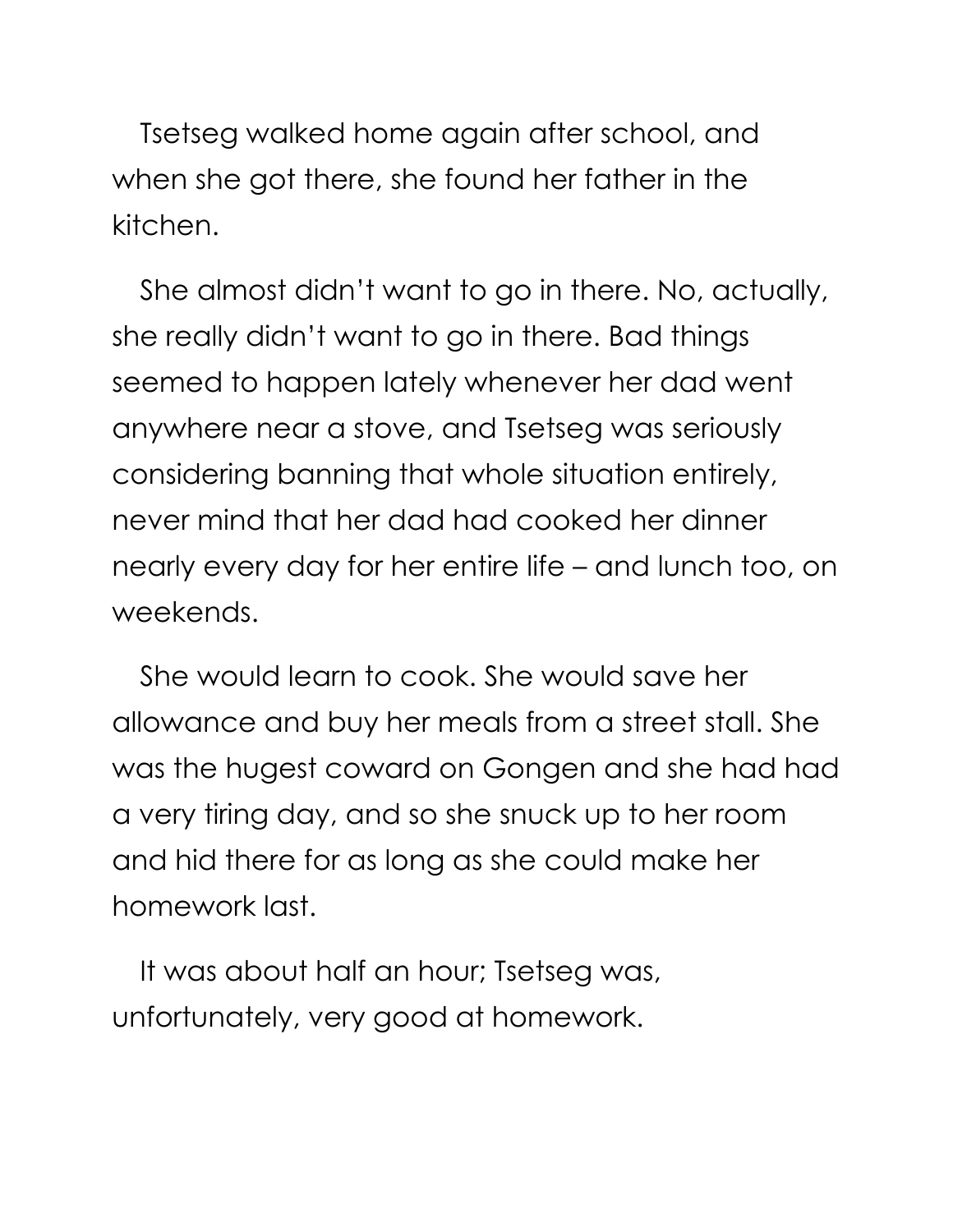Tsetseg walked home again after school, and when she got there, she found her father in the kitchen.

She almost didn't want to go in there. No, actually, she really didn't want to go in there. Bad things seemed to happen lately whenever her dad went anywhere near a stove, and Tsetseg was seriously considering banning that whole situation entirely, never mind that her dad had cooked her dinner nearly every day for her entire life – and lunch too, on weekends.

She would learn to cook. She would save her allowance and buy her meals from a street stall. She was the hugest coward on Gongen and she had had a very tiring day, and so she snuck up to her room and hid there for as long as she could make her homework last.

It was about half an hour; Tsetseg was, unfortunately, very good at homework.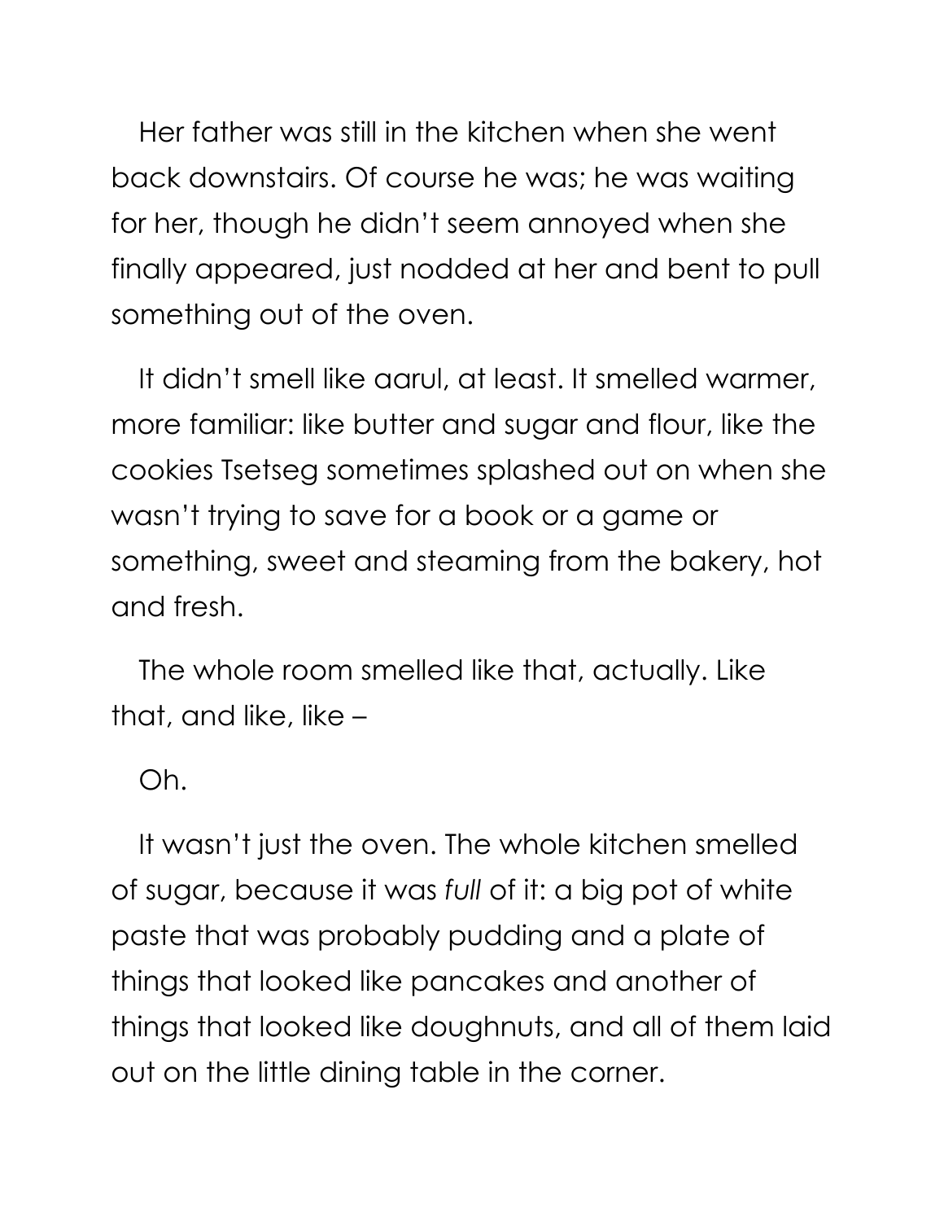Her father was still in the kitchen when she went back downstairs. Of course he was; he was waiting for her, though he didn't seem annoyed when she finally appeared, just nodded at her and bent to pull something out of the oven.

It didn't smell like aarul, at least. It smelled warmer, more familiar: like butter and sugar and flour, like the cookies Tsetseg sometimes splashed out on when she wasn't trying to save for a book or a game or something, sweet and steaming from the bakery, hot and fresh.

The whole room smelled like that, actually. Like that, and like, like –

Oh.

It wasn't just the oven. The whole kitchen smelled of sugar, because it was *full* of it: a big pot of white paste that was probably pudding and a plate of things that looked like pancakes and another of things that looked like doughnuts, and all of them laid out on the little dining table in the corner.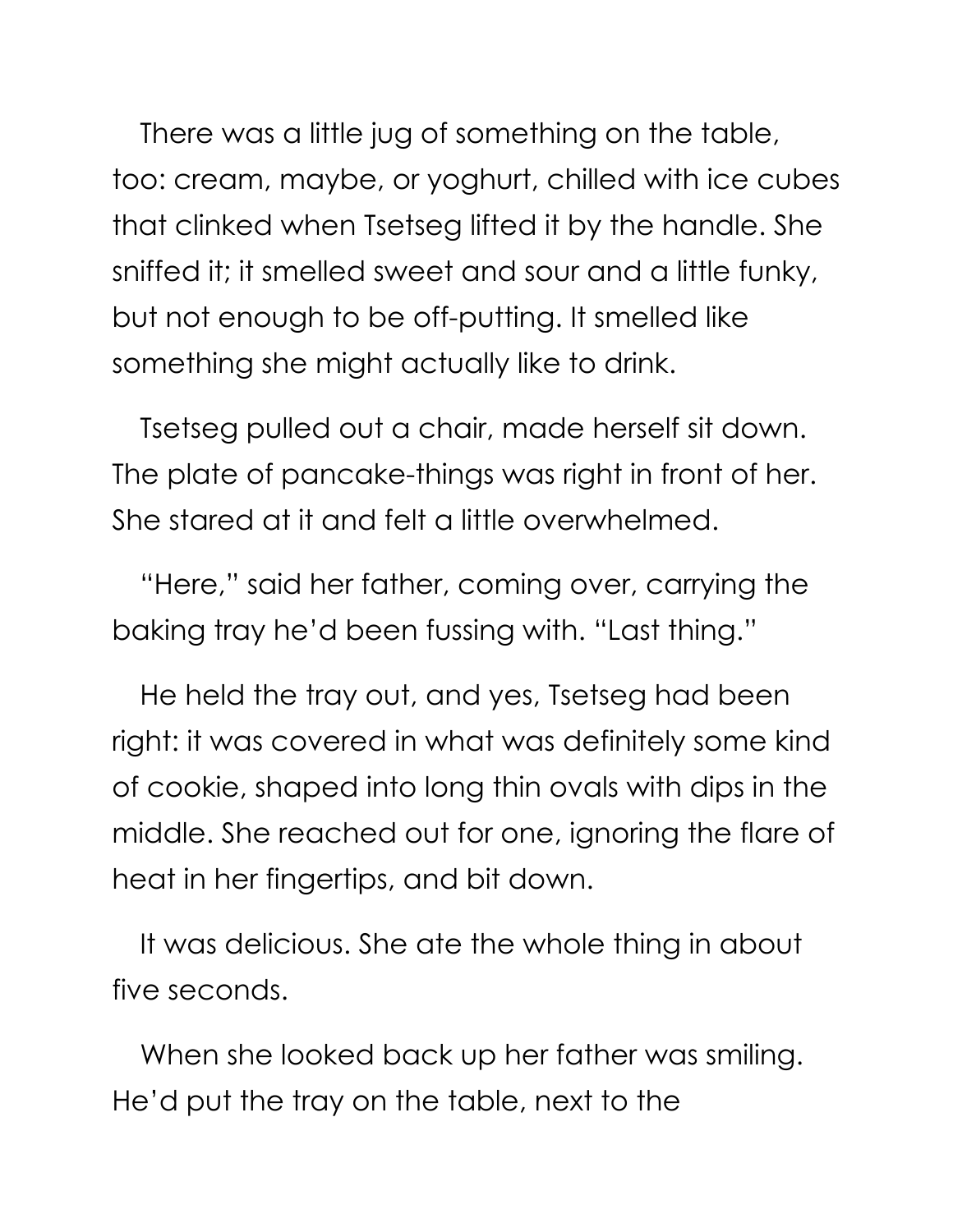There was a little jug of something on the table, too: cream, maybe, or yoghurt, chilled with ice cubes that clinked when Tsetseg lifted it by the handle. She sniffed it; it smelled sweet and sour and a little funky, but not enough to be off-putting. It smelled like something she might actually like to drink.

Tsetseg pulled out a chair, made herself sit down. The plate of pancake-things was right in front of her. She stared at it and felt a little overwhelmed.

"Here," said her father, coming over, carrying the baking tray he'd been fussing with. "Last thing."

He held the tray out, and yes, Tsetseg had been right: it was covered in what was definitely some kind of cookie, shaped into long thin ovals with dips in the middle. She reached out for one, ignoring the flare of heat in her fingertips, and bit down.

It was delicious. She ate the whole thing in about five seconds.

When she looked back up her father was smiling. He'd put the tray on the table, next to the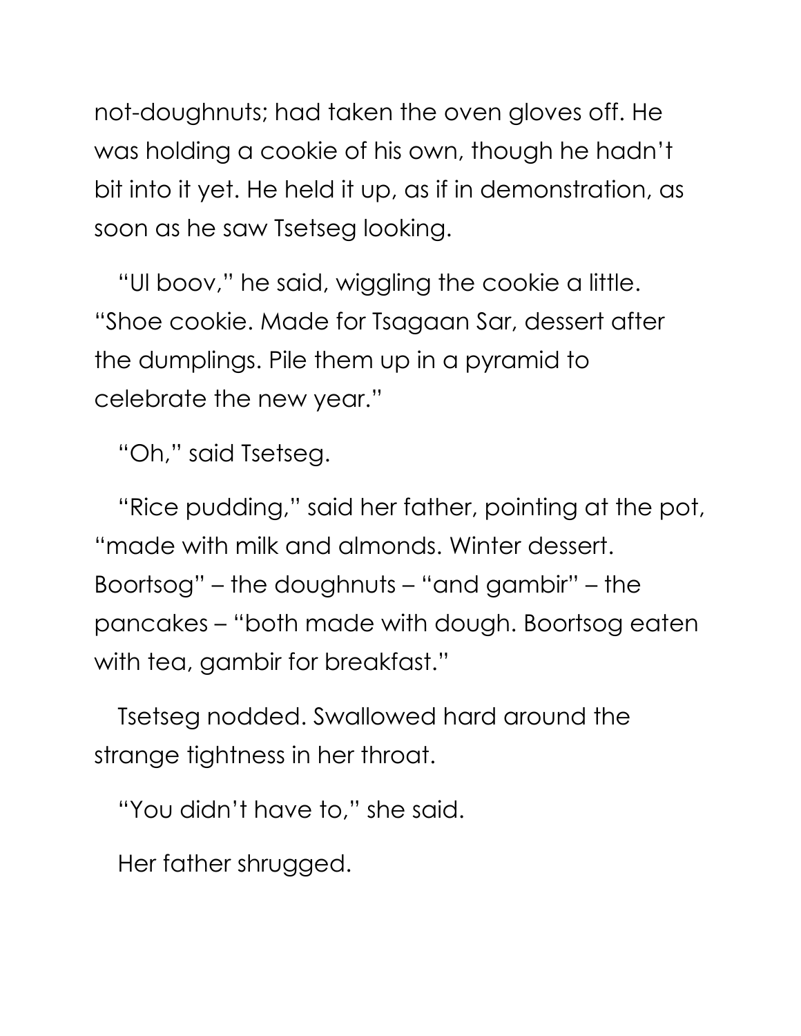not-doughnuts; had taken the oven gloves off. He was holding a cookie of his own, though he hadn't bit into it yet. He held it up, as if in demonstration, as soon as he saw Tsetseg looking.

"Ul boov," he said, wiggling the cookie a little. "Shoe cookie. Made for Tsagaan Sar, dessert after the dumplings. Pile them up in a pyramid to celebrate the new year."

"Oh," said Tsetseg.

"Rice pudding," said her father, pointing at the pot, "made with milk and almonds. Winter dessert. Boortsog" – the doughnuts – "and gambir" – the pancakes – "both made with dough. Boortsog eaten with tea, gambir for breakfast."

Tsetseg nodded. Swallowed hard around the strange tightness in her throat.

"You didn't have to," she said.

Her father shrugged.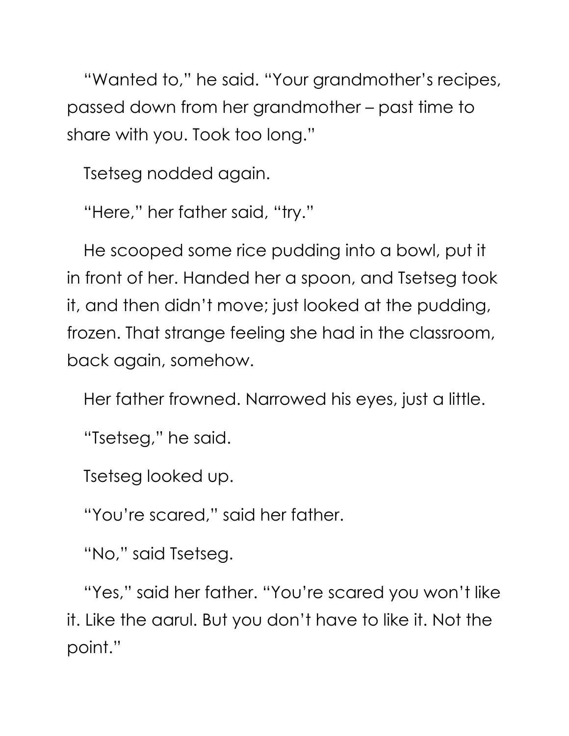"Wanted to," he said. "Your grandmother's recipes, passed down from her grandmother – past time to share with you. Took too long."

Tsetseg nodded again.

"Here," her father said, "try."

He scooped some rice pudding into a bowl, put it in front of her. Handed her a spoon, and Tsetseg took it, and then didn't move; just looked at the pudding, frozen. That strange feeling she had in the classroom, back again, somehow.

Her father frowned. Narrowed his eyes, just a little.

"Tsetseg," he said.

Tsetseg looked up.

"You're scared," said her father.

"No," said Tsetseg.

"Yes," said her father. "You're scared you won't like it. Like the aarul. But you don't have to like it. Not the point."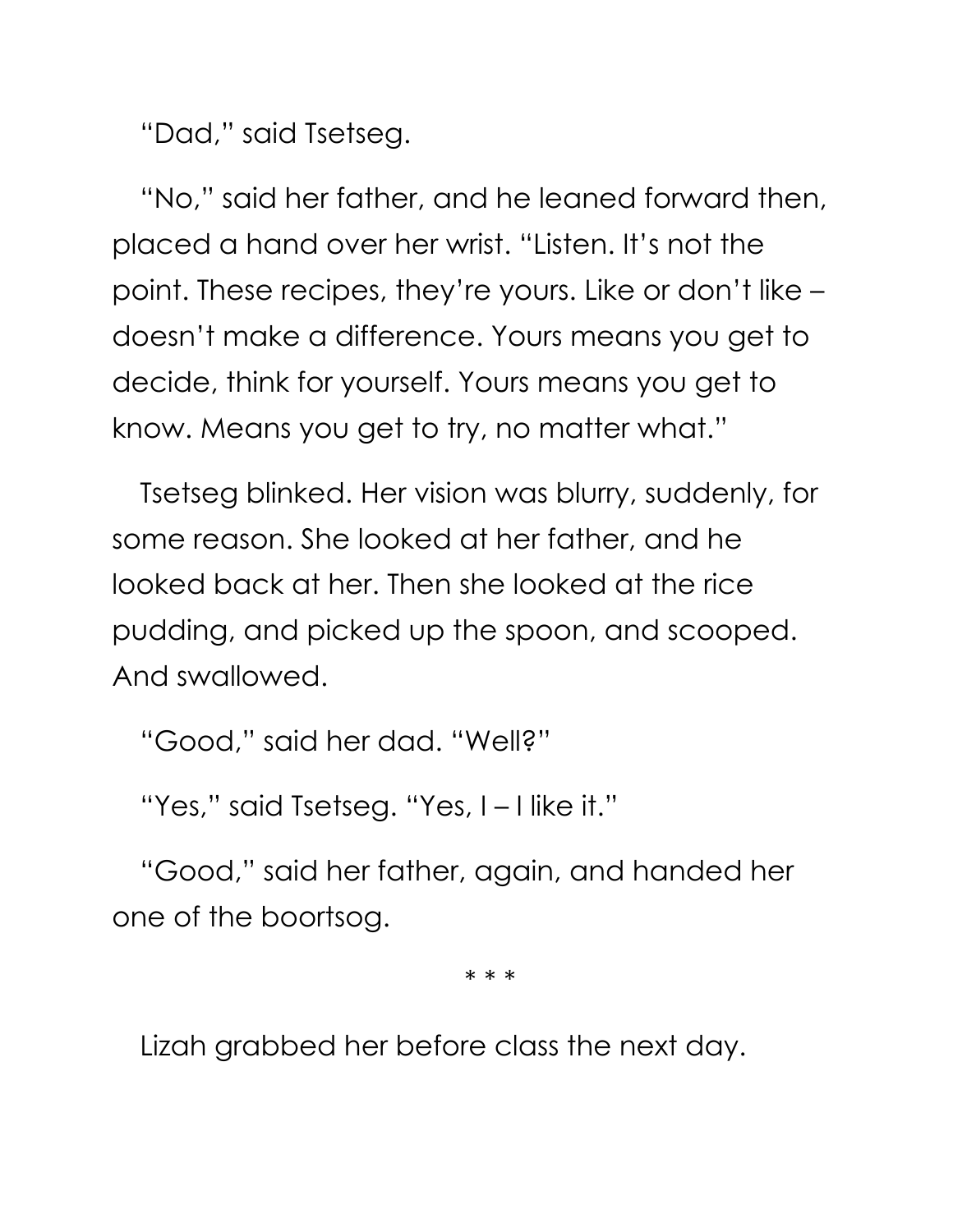"Dad," said Tsetseg.

"No," said her father, and he leaned forward then, placed a hand over her wrist. "Listen. It's not the point. These recipes, they're yours. Like or don't like – doesn't make a difference. Yours means you get to decide, think for yourself. Yours means you get to know. Means you get to try, no matter what."

Tsetseg blinked. Her vision was blurry, suddenly, for some reason. She looked at her father, and he looked back at her. Then she looked at the rice pudding, and picked up the spoon, and scooped. And swallowed.

"Good," said her dad. "Well?"

"Yes," said Tsetseg. "Yes, I – I like it."

"Good," said her father, again, and handed her one of the boortsog.

* * *

Lizah grabbed her before class the next day.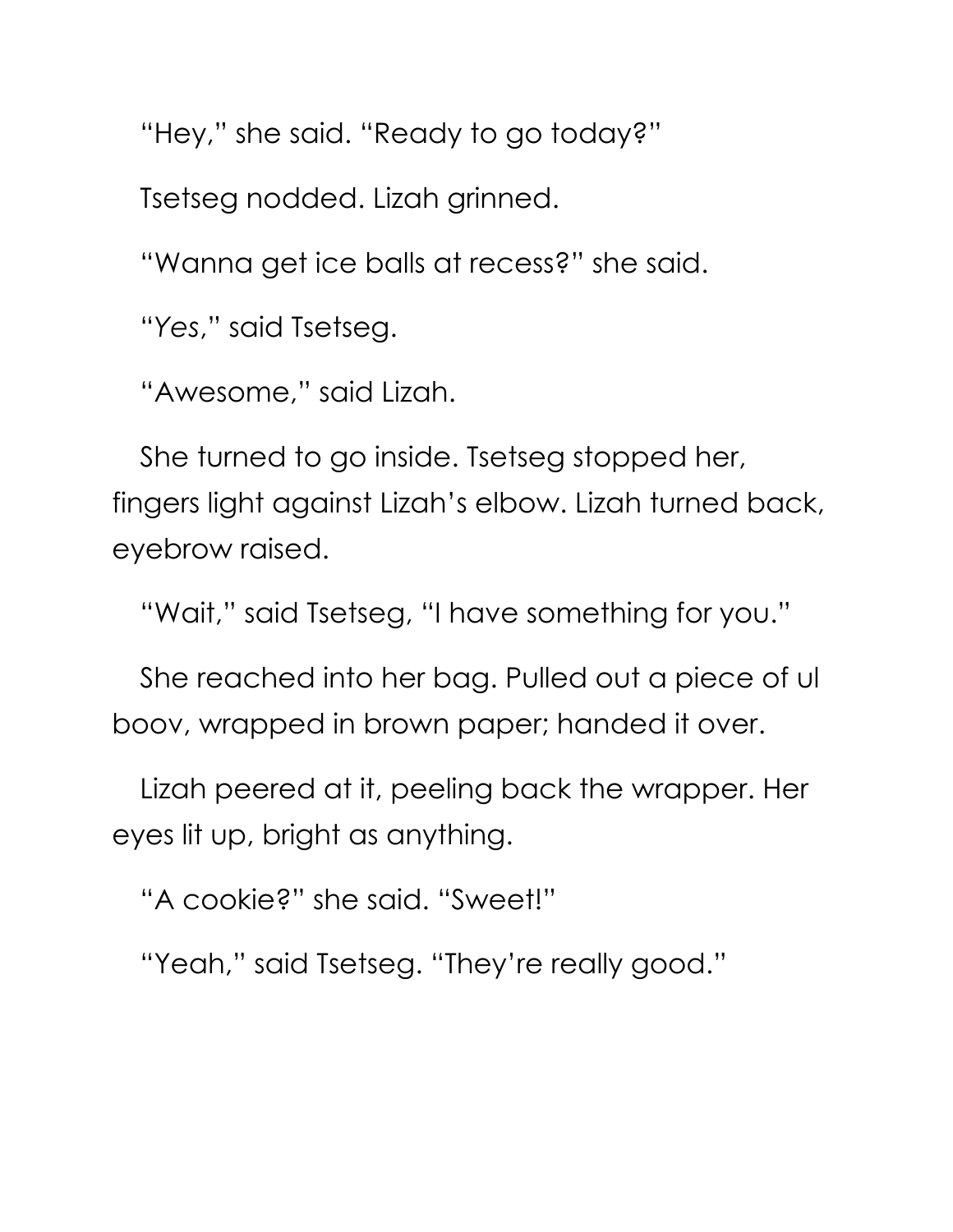"Hey," she said. "Ready to go today?"

Tsetseg nodded. Lizah grinned.

"Wanna get ice balls at recess?" she said.

"*Yes*," said Tsetseg.

"Awesome," said Lizah.

She turned to go inside. Tsetseg stopped her, fingers light against Lizah's elbow. Lizah turned back, eyebrow raised.

"Wait," said Tsetseg, "I have something for you."

She reached into her bag. Pulled out a piece of ul boov, wrapped in brown paper; handed it over.

Lizah peered at it, peeling back the wrapper. Her eyes lit up, bright as anything.

"A cookie?" she said. "Sweet!"

"Yeah," said Tsetseg. "They're really good."